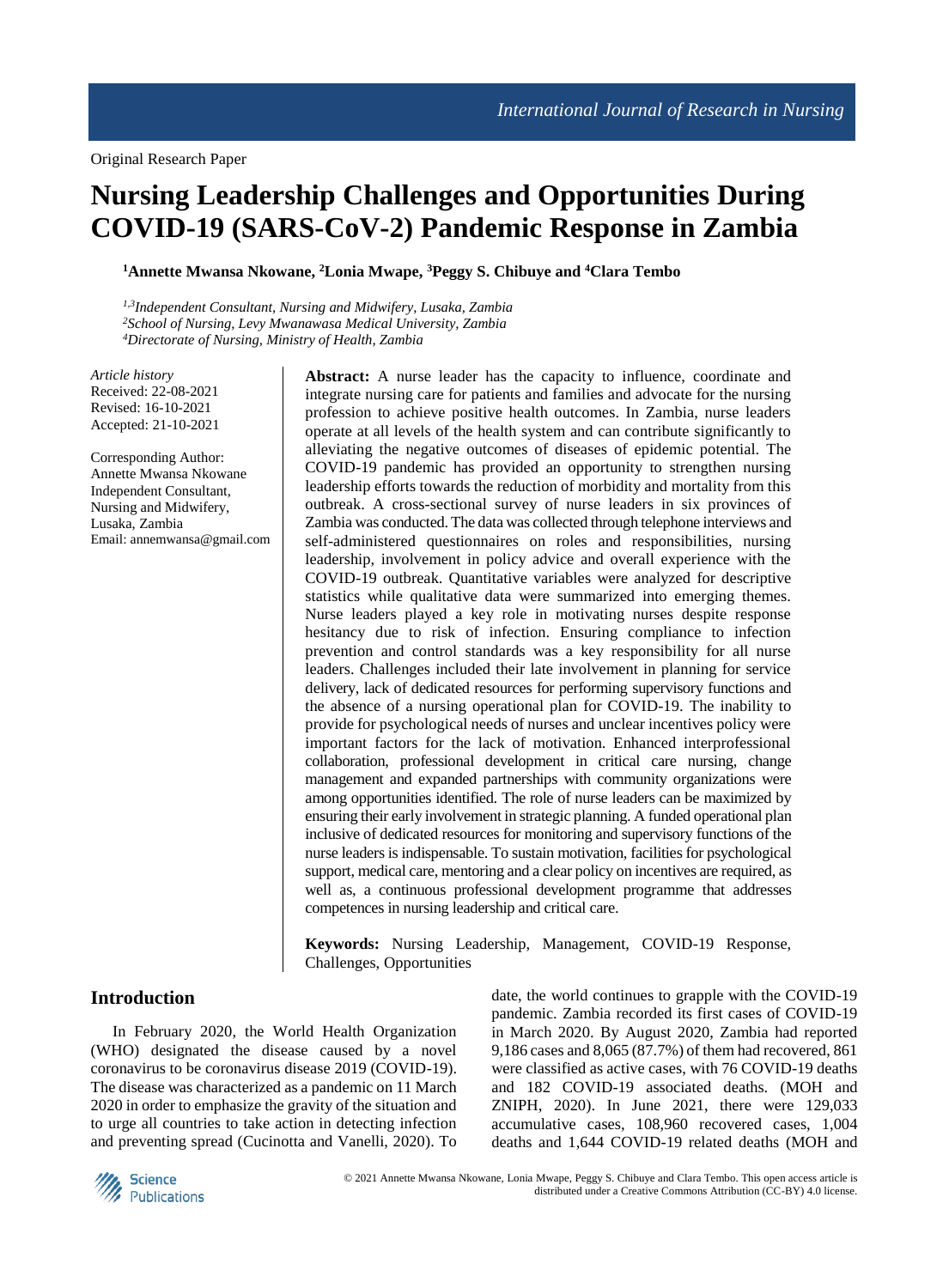Original Research Paper

# Nursing Leadership Challenges and Opportunities During COVID-19 (SARS-CoV-2) Pandemic Response in Zambia

**[1]Annette Mwansa Nkowane, [2]Lonia Mwape, [3]Peggy S. Chibuye and [4]Clara Tembo**

*[1,3]Independent Consultant, Nursing and Midwifery, Lusaka, Zambia*
*[2]School of Nursing, Levy Mwanawasa Medical University, Zambia*
*[4]Directorate of Nursing, Ministry of Health, Zambia*

*Article history*
Received: 22-08-2021
Revised: 16-10-2021
Accepted: 21-10-2021

Corresponding Author:
Annette Mwansa Nkowane
Independent Consultant,
Nursing and Midwifery,
Lusaka, Zambia
Email: annemwansa@gmail.com

**Abstract:** A nurse leader has the capacity to influence, coordinate and integrate nursing care for patients and families and advocate for the nursing profession to achieve positive health outcomes. In Zambia, nurse leaders operate at all levels of the health system and can contribute significantly to alleviating the negative outcomes of diseases of epidemic potential. The COVID-19 pandemic has provided an opportunity to strengthen nursing leadership efforts towards the reduction of morbidity and mortality from this outbreak. A cross-sectional survey of nurse leaders in six provinces of Zambia was conducted. The data was collected through telephone interviews and self-administered questionnaires on roles and responsibilities, nursing leadership, involvement in policy advice and overall experience with the COVID-19 outbreak. Quantitative variables were analyzed for descriptive statistics while qualitative data were summarized into emerging themes. Nurse leaders played a key role in motivating nurses despite response hesitancy due to risk of infection. Ensuring compliance to infection prevention and control standards was a key responsibility for all nurse leaders. Challenges included their late involvement in planning for service delivery, lack of dedicated resources for performing supervisory functions and the absence of a nursing operational plan for COVID-19. The inability to provide for psychological needs of nurses and unclear incentives policy were important factors for the lack of motivation. Enhanced interprofessional collaboration, professional development in critical care nursing, change management and expanded partnerships with community organizations were among opportunities identified. The role of nurse leaders can be maximized by ensuring their early involvement in strategic planning. A funded operational plan inclusive of dedicated resources for monitoring and supervisory functions of the nurse leaders is indispensable. To sustain motivation, facilities for psychological support, medical care, mentoring and a clear policy on incentives are required, as well as, a continuous professional development programme that addresses competences in nursing leadership and critical care.

**Keywords:** Nursing Leadership, Management, COVID-19 Response, Challenges, Opportunities

## Introduction

In February 2020, the World Health Organization (WHO) designated the disease caused by a novel coronavirus to be coronavirus disease 2019 (COVID-19). The disease was characterized as a pandemic on 11 March 2020 in order to emphasize the gravity of the situation and to urge all countries to take action in detecting infection and preventing spread (Cucinotta and Vanelli, 2020). To date, the world continues to grapple with the COVID-19 pandemic. Zambia recorded its first cases of COVID-19 in March 2020. By August 2020, Zambia had reported 9,186 cases and 8,065 (87.7%) of them had recovered, 861 were classified as active cases, with 76 COVID-19 deaths and 182 COVID-19 associated deaths. (MOH and ZNIPH, 2020). In June 2021, there were 129,033 accumulative cases, 108,960 recovered cases, 1,004 deaths and 1,644 COVID-19 related deaths (MOH and

© 2021 Annette Mwansa Nkowane, Lonia Mwape, Peggy S. Chibuye and Clara Tembo. This open access article is distributed under a Creative Commons Attribution (CC-BY) 4.0 license.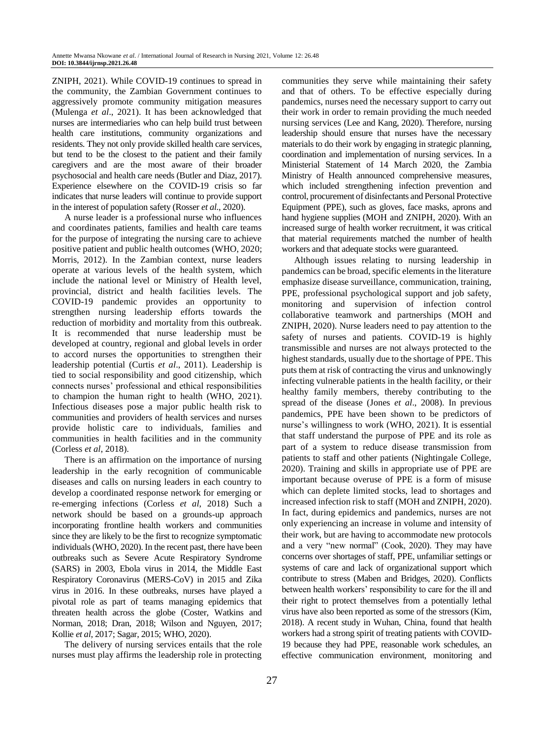ZNIPH, 2021). While COVID-19 continues to spread in the community, the Zambian Government continues to aggressively promote community mitigation measures (Mulenga *et al*., 2021). It has been acknowledged that nurses are intermediaries who can help build trust between health care institutions, community organizations and residents. They not only provide skilled health care services, but tend to be the closest to the patient and their family caregivers and are the most aware of their broader psychosocial and health care needs (Butler and Diaz, 2017). Experience elsewhere on the COVID-19 crisis so far indicates that nurse leaders will continue to provide support in the interest of population safety (Rosser *et al*., 2020).

A nurse leader is a professional nurse who influences and coordinates patients, families and health care teams for the purpose of integrating the nursing care to achieve positive patient and public health outcomes (WHO, 2020; Morris, 2012). In the Zambian context, nurse leaders operate at various levels of the health system, which include the national level or Ministry of Health level, provincial, district and health facilities levels. The COVID-19 pandemic provides an opportunity to strengthen nursing leadership efforts towards the reduction of morbidity and mortality from this outbreak. It is recommended that nurse leadership must be developed at country, regional and global levels in order to accord nurses the opportunities to strengthen their leadership potential (Curtis *et al*., 2011). Leadership is tied to social responsibility and good citizenship, which connects nurses' professional and ethical responsibilities to champion the human right to health (WHO, 2021). Infectious diseases pose a major public health risk to communities and providers of health services and nurses provide holistic care to individuals, families and communities in health facilities and in the community (Corless *et al*, 2018).

There is an affirmation on the importance of nursing leadership in the early recognition of communicable diseases and calls on nursing leaders in each country to develop a coordinated response network for emerging or re-emerging infections (Corless *et al*, 2018) Such a network should be based on a grounds-up approach incorporating frontline health workers and communities since they are likely to be the first to recognize symptomatic individuals (WHO, 2020). In the recent past, there have been outbreaks such as Severe Acute Respiratory Syndrome (SARS) in 2003, Ebola virus in 2014, the Middle East Respiratory Coronavirus (MERS-CoV) in 2015 and Zika virus in 2016. In these outbreaks, nurses have played a pivotal role as part of teams managing epidemics that threaten health across the globe (Coster, Watkins and Norman, 2018; Dran, 2018; Wilson and Nguyen, 2017; Kollie *et al*, 2017; Sagar, 2015; WHO, 2020).

The delivery of nursing services entails that the role nurses must play affirms the leadership role in protecting communities they serve while maintaining their safety and that of others. To be effective especially during pandemics, nurses need the necessary support to carry out their work in order to remain providing the much needed nursing services (Lee and Kang, 2020). Therefore, nursing leadership should ensure that nurses have the necessary materials to do their work by engaging in strategic planning, coordination and implementation of nursing services. In a Ministerial Statement of 14 March 2020, the Zambia Ministry of Health announced comprehensive measures, which included strengthening infection prevention and control, procurement of disinfectants and Personal Protective Equipment (PPE), such as gloves, face masks, aprons and hand hygiene supplies (MOH and ZNIPH, 2020). With an increased surge of health worker recruitment, it was critical that material requirements matched the number of health workers and that adequate stocks were guaranteed.

Although issues relating to nursing leadership in pandemics can be broad, specific elements in the literature emphasize disease surveillance, communication, training, PPE, professional psychological support and job safety, monitoring and supervision of infection control collaborative teamwork and partnerships (MOH and ZNIPH, 2020). Nurse leaders need to pay attention to the safety of nurses and patients. COVID-19 is highly transmissible and nurses are not always protected to the highest standards, usually due to the shortage of PPE. This puts them at risk of contracting the virus and unknowingly infecting vulnerable patients in the health facility, or their healthy family members, thereby contributing to the spread of the disease (Jones *et al*., 2008). In previous pandemics, PPE have been shown to be predictors of nurse's willingness to work (WHO, 2021). It is essential that staff understand the purpose of PPE and its role as part of a system to reduce disease transmission from patients to staff and other patients (Nightingale College, 2020). Training and skills in appropriate use of PPE are important because overuse of PPE is a form of misuse which can deplete limited stocks, lead to shortages and increased infection risk to staff (MOH and ZNIPH, 2020). In fact, during epidemics and pandemics, nurses are not only experiencing an increase in volume and intensity of their work, but are having to accommodate new protocols and a very "new normal" (Cook, 2020). They may have concerns over shortages of staff, PPE, unfamiliar settings or systems of care and lack of organizational support which contribute to stress (Maben and Bridges, 2020). Conflicts between health workers' responsibility to care for the ill and their right to protect themselves from a potentially lethal virus have also been reported as some of the stressors (Kim, 2018). A recent study in Wuhan, China, found that health workers had a strong spirit of treating patients with COVID-19 because they had PPE, reasonable work schedules, an effective communication environment, monitoring and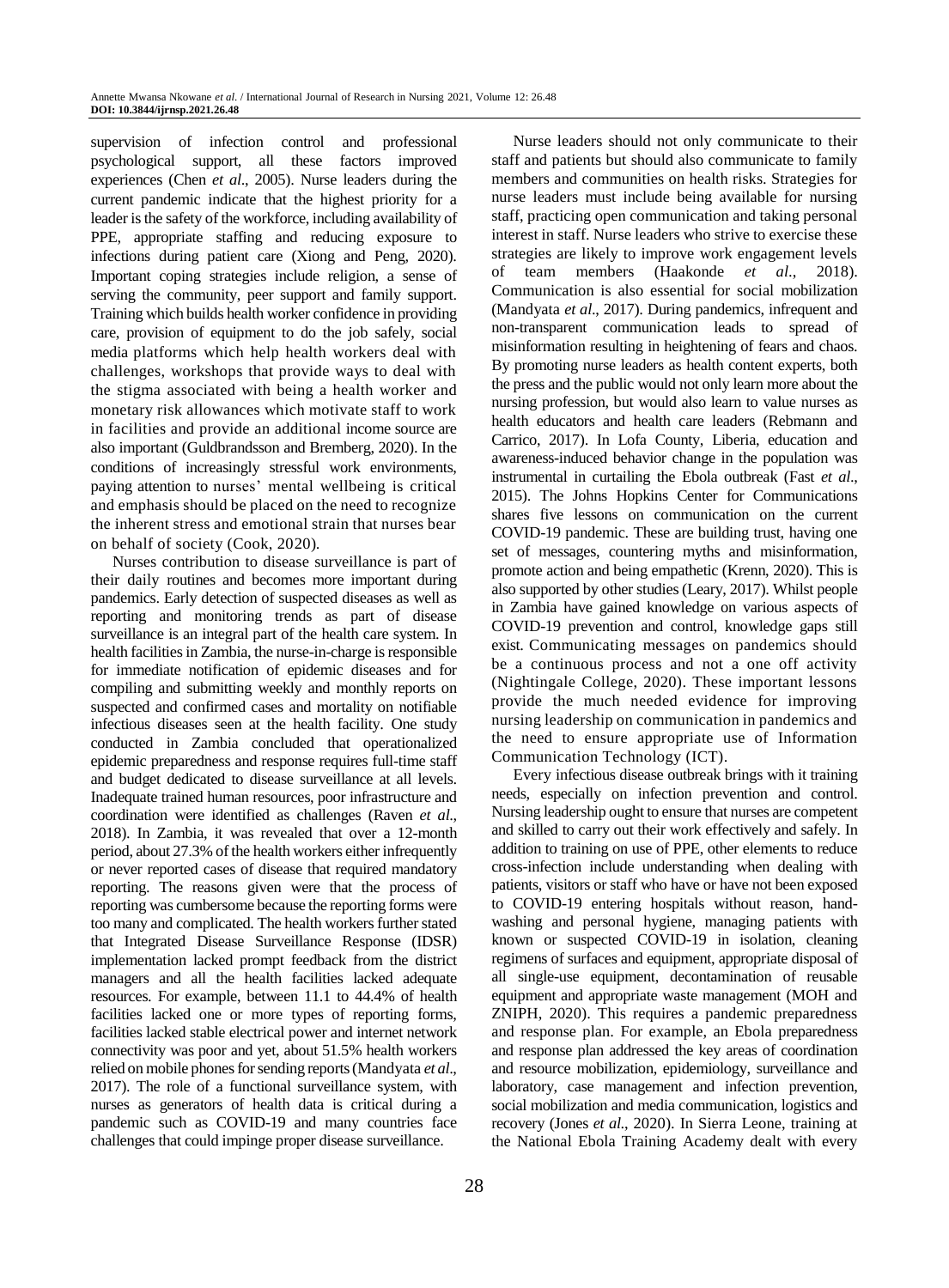supervision of infection control and professional psychological support, all these factors improved experiences (Chen *et al*., 2005). Nurse leaders during the current pandemic indicate that the highest priority for a leader is the safety of the workforce, including availability of PPE, appropriate staffing and reducing exposure to infections during patient care (Xiong and Peng, 2020). Important coping strategies include religion, a sense of serving the community, peer support and family support. Training which builds health worker confidence in providing care, provision of equipment to do the job safely, social media platforms which help health workers deal with challenges, workshops that provide ways to deal with the stigma associated with being a health worker and monetary risk allowances which motivate staff to work in facilities and provide an additional income source are also important (Guldbrandsson and Bremberg, 2020). In the conditions of increasingly stressful work environments, paying attention to nurses' mental wellbeing is critical and emphasis should be placed on the need to recognize the inherent stress and emotional strain that nurses bear on behalf of society (Cook, 2020).

Nurses contribution to disease surveillance is part of their daily routines and becomes more important during pandemics. Early detection of suspected diseases as well as reporting and monitoring trends as part of disease surveillance is an integral part of the health care system. In health facilities in Zambia, the nurse-in-charge is responsible for immediate notification of epidemic diseases and for compiling and submitting weekly and monthly reports on suspected and confirmed cases and mortality on notifiable infectious diseases seen at the health facility. One study conducted in Zambia concluded that operationalized epidemic preparedness and response requires full-time staff and budget dedicated to disease surveillance at all levels. Inadequate trained human resources, poor infrastructure and coordination were identified as challenges (Raven *et al*., 2018). In Zambia, it was revealed that over a 12-month period, about 27.3% of the health workers either infrequently or never reported cases of disease that required mandatory reporting. The reasons given were that the process of reporting was cumbersome because the reporting forms were too many and complicated. The health workers further stated that Integrated Disease Surveillance Response (IDSR) implementation lacked prompt feedback from the district managers and all the health facilities lacked adequate resources. For example, between 11.1 to 44.4% of health facilities lacked one or more types of reporting forms, facilities lacked stable electrical power and internet network connectivity was poor and yet, about 51.5% health workers relied on mobile phones for sending reports (Mandyata *et al*., 2017). The role of a functional surveillance system, with nurses as generators of health data is critical during a pandemic such as COVID-19 and many countries face challenges that could impinge proper disease surveillance.

Nurse leaders should not only communicate to their staff and patients but should also communicate to family members and communities on health risks. Strategies for nurse leaders must include being available for nursing staff, practicing open communication and taking personal interest in staff. Nurse leaders who strive to exercise these strategies are likely to improve work engagement levels of team members (Haakonde *et al*., 2018). Communication is also essential for social mobilization (Mandyata *et al*., 2017). During pandemics, infrequent and non-transparent communication leads to spread of misinformation resulting in heightening of fears and chaos. By promoting nurse leaders as health content experts, both the press and the public would not only learn more about the nursing profession, but would also learn to value nurses as health educators and health care leaders (Rebmann and Carrico, 2017). In Lofa County, Liberia, education and awareness-induced behavior change in the population was instrumental in curtailing the Ebola outbreak (Fast *et al*., 2015). The Johns Hopkins Center for Communications shares five lessons on communication on the current COVID-19 pandemic. These are building trust, having one set of messages, countering myths and misinformation, promote action and being empathetic (Krenn, 2020). This is also supported by other studies (Leary, 2017). Whilst people in Zambia have gained knowledge on various aspects of COVID-19 prevention and control, knowledge gaps still exist. Communicating messages on pandemics should be a continuous process and not a one off activity (Nightingale College, 2020). These important lessons provide the much needed evidence for improving nursing leadership on communication in pandemics and the need to ensure appropriate use of Information Communication Technology (ICT).

Every infectious disease outbreak brings with it training needs, especially on infection prevention and control. Nursing leadership ought to ensure that nurses are competent and skilled to carry out their work effectively and safely. In addition to training on use of PPE, other elements to reduce cross-infection include understanding when dealing with patients, visitors or staff who have or have not been exposed to COVID-19 entering hospitals without reason, hand-washing and personal hygiene, managing patients with known or suspected COVID-19 in isolation, cleaning regimens of surfaces and equipment, appropriate disposal of all single-use equipment, decontamination of reusable equipment and appropriate waste management (MOH and ZNIPH, 2020). This requires a pandemic preparedness and response plan. For example, an Ebola preparedness and response plan addressed the key areas of coordination and resource mobilization, epidemiology, surveillance and laboratory, case management and infection prevention, social mobilization and media communication, logistics and recovery (Jones *et al*., 2020). In Sierra Leone, training at the National Ebola Training Academy dealt with every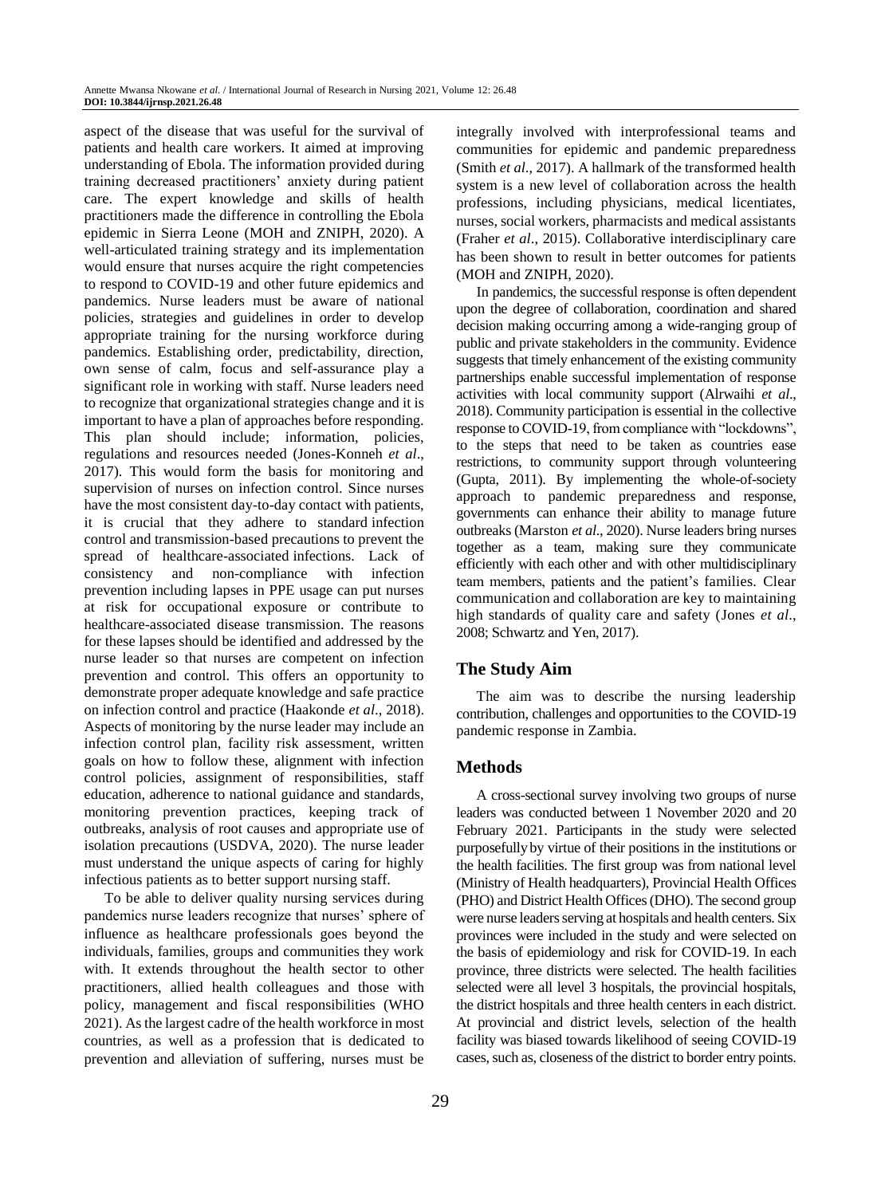aspect of the disease that was useful for the survival of patients and health care workers. It aimed at improving understanding of Ebola. The information provided during training decreased practitioners' anxiety during patient care. The expert knowledge and skills of health practitioners made the difference in controlling the Ebola epidemic in Sierra Leone (MOH and ZNIPH, 2020). A well-articulated training strategy and its implementation would ensure that nurses acquire the right competencies to respond to COVID-19 and other future epidemics and pandemics. Nurse leaders must be aware of national policies, strategies and guidelines in order to develop appropriate training for the nursing workforce during pandemics. Establishing order, predictability, direction, own sense of calm, focus and self-assurance play a significant role in working with staff. Nurse leaders need to recognize that organizational strategies change and it is important to have a plan of approaches before responding. This plan should include; information, policies, regulations and resources needed (Jones-Konneh *et al*., 2017). This would form the basis for monitoring and supervision of nurses on infection control. Since nurses have the most consistent day-to-day contact with patients, it is crucial that they adhere to standard infection control and transmission-based precautions to prevent the spread of healthcare-associated infections. Lack of consistency and non-compliance with infection prevention including lapses in PPE usage can put nurses at risk for occupational exposure or contribute to healthcare-associated disease transmission. The reasons for these lapses should be identified and addressed by the nurse leader so that nurses are competent on infection prevention and control. This offers an opportunity to demonstrate proper adequate knowledge and safe practice on infection control and practice (Haakonde *et al*., 2018). Aspects of monitoring by the nurse leader may include an infection control plan, facility risk assessment, written goals on how to follow these, alignment with infection control policies, assignment of responsibilities, staff education, adherence to national guidance and standards, monitoring prevention practices, keeping track of outbreaks, analysis of root causes and appropriate use of isolation precautions (USDVA, 2020). The nurse leader must understand the unique aspects of caring for highly infectious patients as to better support nursing staff.

To be able to deliver quality nursing services during pandemics nurse leaders recognize that nurses' sphere of influence as healthcare professionals goes beyond the individuals, families, groups and communities they work with. It extends throughout the health sector to other practitioners, allied health colleagues and those with policy, management and fiscal responsibilities (WHO 2021). As the largest cadre of the health workforce in most countries, as well as a profession that is dedicated to prevention and alleviation of suffering, nurses must be integrally involved with interprofessional teams and communities for epidemic and pandemic preparedness (Smith *et al*., 2017). A hallmark of the transformed health system is a new level of collaboration across the health professions, including physicians, medical licentiates, nurses, social workers, pharmacists and medical assistants (Fraher *et al*., 2015). Collaborative interdisciplinary care has been shown to result in better outcomes for patients (MOH and ZNIPH, 2020).

In pandemics, the successful response is often dependent upon the degree of collaboration, coordination and shared decision making occurring among a wide-ranging group of public and private stakeholders in the community. Evidence suggests that timely enhancement of the existing community partnerships enable successful implementation of response activities with local community support (Alrwaihi *et al*., 2018). Community participation is essential in the collective response to COVID-19, from compliance with "lockdowns", to the steps that need to be taken as countries ease restrictions, to community support through volunteering (Gupta, 2011). By implementing the whole-of-society approach to pandemic preparedness and response, governments can enhance their ability to manage future outbreaks (Marston *et al*., 2020). Nurse leaders bring nurses together as a team, making sure they communicate efficiently with each other and with other multidisciplinary team members, patients and the patient's families. Clear communication and collaboration are key to maintaining high standards of quality care and safety (Jones *et al*., 2008; Schwartz and Yen, 2017).

## The Study Aim

The aim was to describe the nursing leadership contribution, challenges and opportunities to the COVID-19 pandemic response in Zambia.

## Methods

A cross-sectional survey involving two groups of nurse leaders was conducted between 1 November 2020 and 20 February 2021. Participants in the study were selected purposefully by virtue of their positions in the institutions or the health facilities. The first group was from national level (Ministry of Health headquarters), Provincial Health Offices (PHO) and District Health Offices (DHO). The second group were nurse leaders serving at hospitals and health centers. Six provinces were included in the study and were selected on the basis of epidemiology and risk for COVID-19. In each province, three districts were selected. The health facilities selected were all level 3 hospitals, the provincial hospitals, the district hospitals and three health centers in each district. At provincial and district levels, selection of the health facility was biased towards likelihood of seeing COVID-19 cases, such as, closeness of the district to border entry points.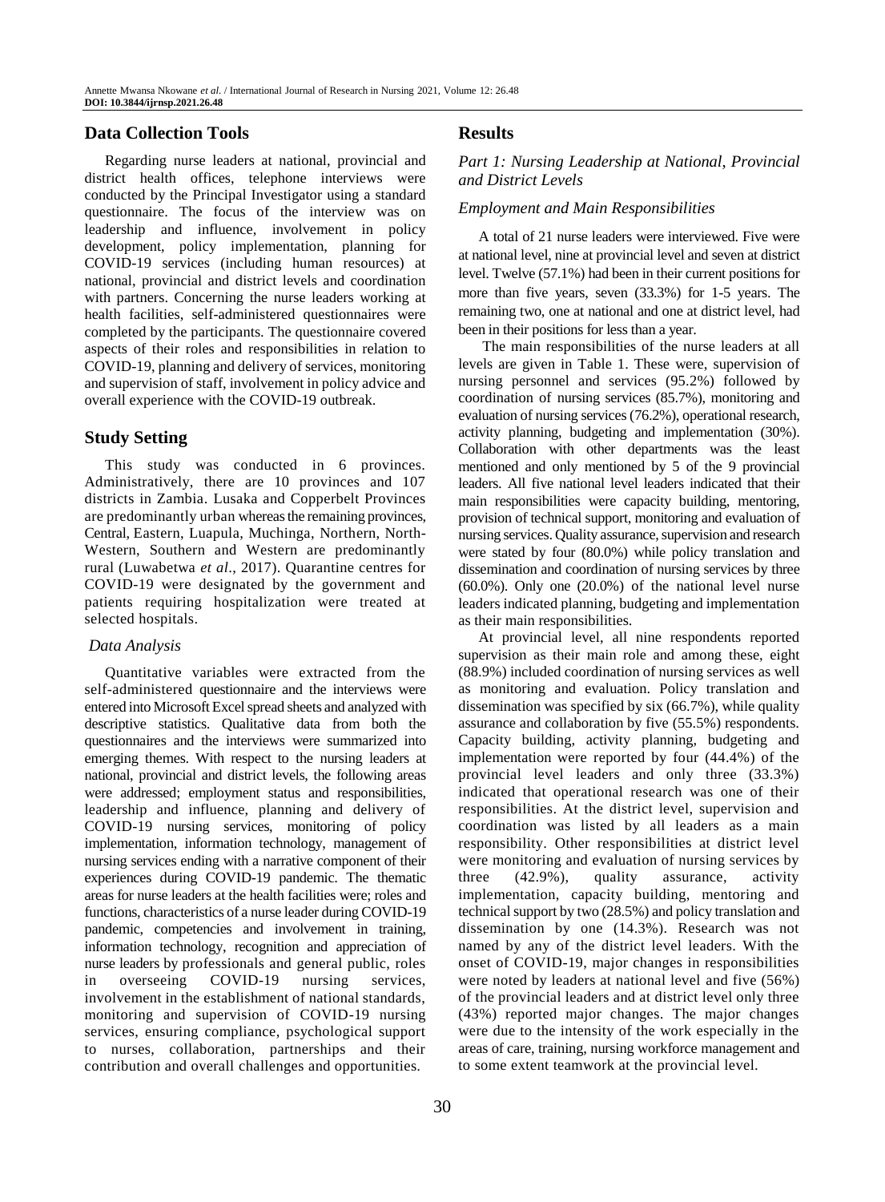## Data Collection Tools

Regarding nurse leaders at national, provincial and district health offices, telephone interviews were conducted by the Principal Investigator using a standard questionnaire. The focus of the interview was on leadership and influence, involvement in policy development, policy implementation, planning for COVID-19 services (including human resources) at national, provincial and district levels and coordination with partners. Concerning the nurse leaders working at health facilities, self-administered questionnaires were completed by the participants. The questionnaire covered aspects of their roles and responsibilities in relation to COVID-19, planning and delivery of services, monitoring and supervision of staff, involvement in policy advice and overall experience with the COVID-19 outbreak.

## Study Setting

This study was conducted in 6 provinces. Administratively, there are 10 provinces and 107 districts in Zambia. Lusaka and Copperbelt Provinces are predominantly urban whereas the remaining provinces, Central, Eastern, Luapula, Muchinga, Northern, North-Western, Southern and Western are predominantly rural (Luwabetwa *et al*., 2017). Quarantine centres for COVID-19 were designated by the government and patients requiring hospitalization were treated at selected hospitals.

### *Data Analysis*

Quantitative variables were extracted from the self-administered questionnaire and the interviews were entered into Microsoft Excel spread sheets and analyzed with descriptive statistics. Qualitative data from both the questionnaires and the interviews were summarized into emerging themes. With respect to the nursing leaders at national, provincial and district levels, the following areas were addressed; employment status and responsibilities, leadership and influence, planning and delivery of COVID-19 nursing services, monitoring of policy implementation, information technology, management of nursing services ending with a narrative component of their experiences during COVID-19 pandemic. The thematic areas for nurse leaders at the health facilities were; roles and functions, characteristics of a nurse leader during COVID-19 pandemic, competencies and involvement in training, information technology, recognition and appreciation of nurse leaders by professionals and general public, roles in overseeing COVID-19 nursing services, involvement in the establishment of national standards, monitoring and supervision of COVID-19 nursing services, ensuring compliance, psychological support to nurses, collaboration, partnerships and their contribution and overall challenges and opportunities.

## Results

### *Part 1: Nursing Leadership at National, Provincial and District Levels*

### *Employment and Main Responsibilities*

A total of 21 nurse leaders were interviewed. Five were at national level, nine at provincial level and seven at district level. Twelve (57.1%) had been in their current positions for more than five years, seven (33.3%) for 1-5 years. The remaining two, one at national and one at district level, had been in their positions for less than a year.

The main responsibilities of the nurse leaders at all levels are given in Table 1. These were, supervision of nursing personnel and services (95.2%) followed by coordination of nursing services (85.7%), monitoring and evaluation of nursing services (76.2%), operational research, activity planning, budgeting and implementation (30%). Collaboration with other departments was the least mentioned and only mentioned by 5 of the 9 provincial leaders. All five national level leaders indicated that their main responsibilities were capacity building, mentoring, provision of technical support, monitoring and evaluation of nursing services. Quality assurance, supervision and research were stated by four (80.0%) while policy translation and dissemination and coordination of nursing services by three (60.0%). Only one (20.0%) of the national level nurse leaders indicated planning, budgeting and implementation as their main responsibilities.

At provincial level, all nine respondents reported supervision as their main role and among these, eight (88.9%) included coordination of nursing services as well as monitoring and evaluation. Policy translation and dissemination was specified by six (66.7%), while quality assurance and collaboration by five (55.5%) respondents. Capacity building, activity planning, budgeting and implementation were reported by four (44.4%) of the provincial level leaders and only three (33.3%) indicated that operational research was one of their responsibilities. At the district level, supervision and coordination was listed by all leaders as a main responsibility. Other responsibilities at district level were monitoring and evaluation of nursing services by three (42.9%), quality assurance, activity implementation, capacity building, mentoring and technical support by two (28.5%) and policy translation and dissemination by one (14.3%). Research was not named by any of the district level leaders. With the onset of COVID-19, major changes in responsibilities were noted by leaders at national level and five (56%) of the provincial leaders and at district level only three (43%) reported major changes. The major changes were due to the intensity of the work especially in the areas of care, training, nursing workforce management and to some extent teamwork at the provincial level.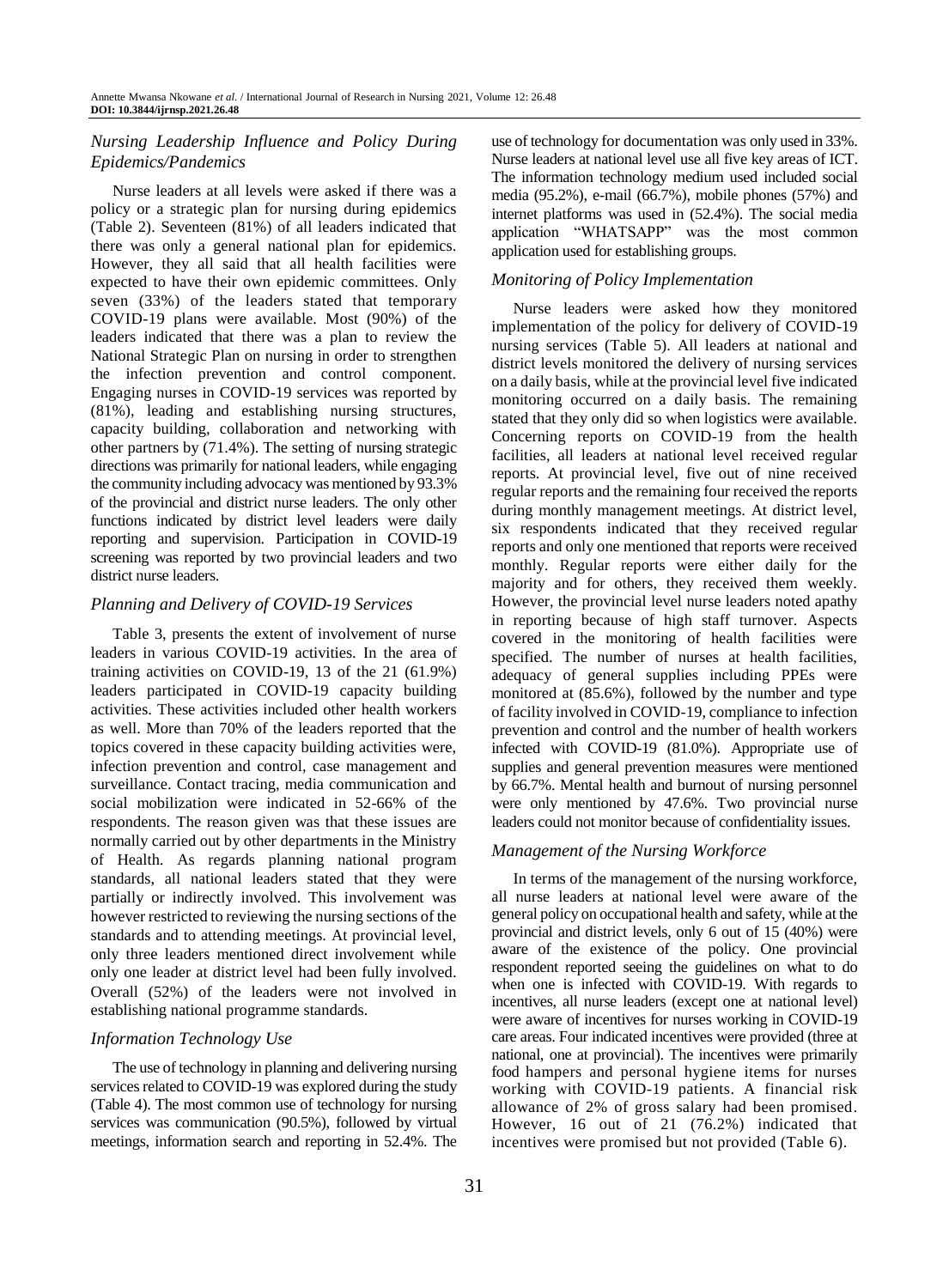### *Nursing Leadership Influence and Policy During Epidemics/Pandemics*

Nurse leaders at all levels were asked if there was a policy or a strategic plan for nursing during epidemics (Table 2). Seventeen (81%) of all leaders indicated that there was only a general national plan for epidemics. However, they all said that all health facilities were expected to have their own epidemic committees. Only seven (33%) of the leaders stated that temporary COVID-19 plans were available. Most (90%) of the leaders indicated that there was a plan to review the National Strategic Plan on nursing in order to strengthen the infection prevention and control component. Engaging nurses in COVID-19 services was reported by (81%), leading and establishing nursing structures, capacity building, collaboration and networking with other partners by (71.4%). The setting of nursing strategic directions was primarily for national leaders, while engaging the community including advocacy was mentioned by 93.3% of the provincial and district nurse leaders. The only other functions indicated by district level leaders were daily reporting and supervision. Participation in COVID-19 screening was reported by two provincial leaders and two district nurse leaders.

### *Planning and Delivery of COVID-19 Services*

Table 3, presents the extent of involvement of nurse leaders in various COVID-19 activities. In the area of training activities on COVID-19, 13 of the 21 (61.9%) leaders participated in COVID-19 capacity building activities. These activities included other health workers as well. More than 70% of the leaders reported that the topics covered in these capacity building activities were, infection prevention and control, case management and surveillance. Contact tracing, media communication and social mobilization were indicated in 52-66% of the respondents. The reason given was that these issues are normally carried out by other departments in the Ministry of Health. As regards planning national program standards, all national leaders stated that they were partially or indirectly involved. This involvement was however restricted to reviewing the nursing sections of the standards and to attending meetings. At provincial level, only three leaders mentioned direct involvement while only one leader at district level had been fully involved. Overall (52%) of the leaders were not involved in establishing national programme standards.

### *Information Technology Use*

The use of technology in planning and delivering nursing services related to COVID-19 was explored during the study (Table 4). The most common use of technology for nursing services was communication (90.5%), followed by virtual meetings, information search and reporting in 52.4%. The use of technology for documentation was only used in 33%. Nurse leaders at national level use all five key areas of ICT. The information technology medium used included social media (95.2%), e-mail (66.7%), mobile phones (57%) and internet platforms was used in (52.4%). The social media application "WHATSAPP" was the most common application used for establishing groups.

### *Monitoring of Policy Implementation*

Nurse leaders were asked how they monitored implementation of the policy for delivery of COVID-19 nursing services (Table 5). All leaders at national and district levels monitored the delivery of nursing services on a daily basis, while at the provincial level five indicated monitoring occurred on a daily basis. The remaining stated that they only did so when logistics were available. Concerning reports on COVID-19 from the health facilities, all leaders at national level received regular reports. At provincial level, five out of nine received regular reports and the remaining four received the reports during monthly management meetings. At district level, six respondents indicated that they received regular reports and only one mentioned that reports were received monthly. Regular reports were either daily for the majority and for others, they received them weekly. However, the provincial level nurse leaders noted apathy in reporting because of high staff turnover. Aspects covered in the monitoring of health facilities were specified. The number of nurses at health facilities, adequacy of general supplies including PPEs were monitored at (85.6%), followed by the number and type of facility involved in COVID-19, compliance to infection prevention and control and the number of health workers infected with COVID-19 (81.0%). Appropriate use of supplies and general prevention measures were mentioned by 66.7%. Mental health and burnout of nursing personnel were only mentioned by 47.6%. Two provincial nurse leaders could not monitor because of confidentiality issues.

### *Management of the Nursing Workforce*

In terms of the management of the nursing workforce, all nurse leaders at national level were aware of the general policy on occupational health and safety, while at the provincial and district levels, only 6 out of 15 (40%) were aware of the existence of the policy. One provincial respondent reported seeing the guidelines on what to do when one is infected with COVID-19. With regards to incentives, all nurse leaders (except one at national level) were aware of incentives for nurses working in COVID-19 care areas. Four indicated incentives were provided (three at national, one at provincial). The incentives were primarily food hampers and personal hygiene items for nurses working with COVID-19 patients. A financial risk allowance of 2% of gross salary had been promised. However, 16 out of 21 (76.2%) indicated that incentives were promised but not provided (Table 6).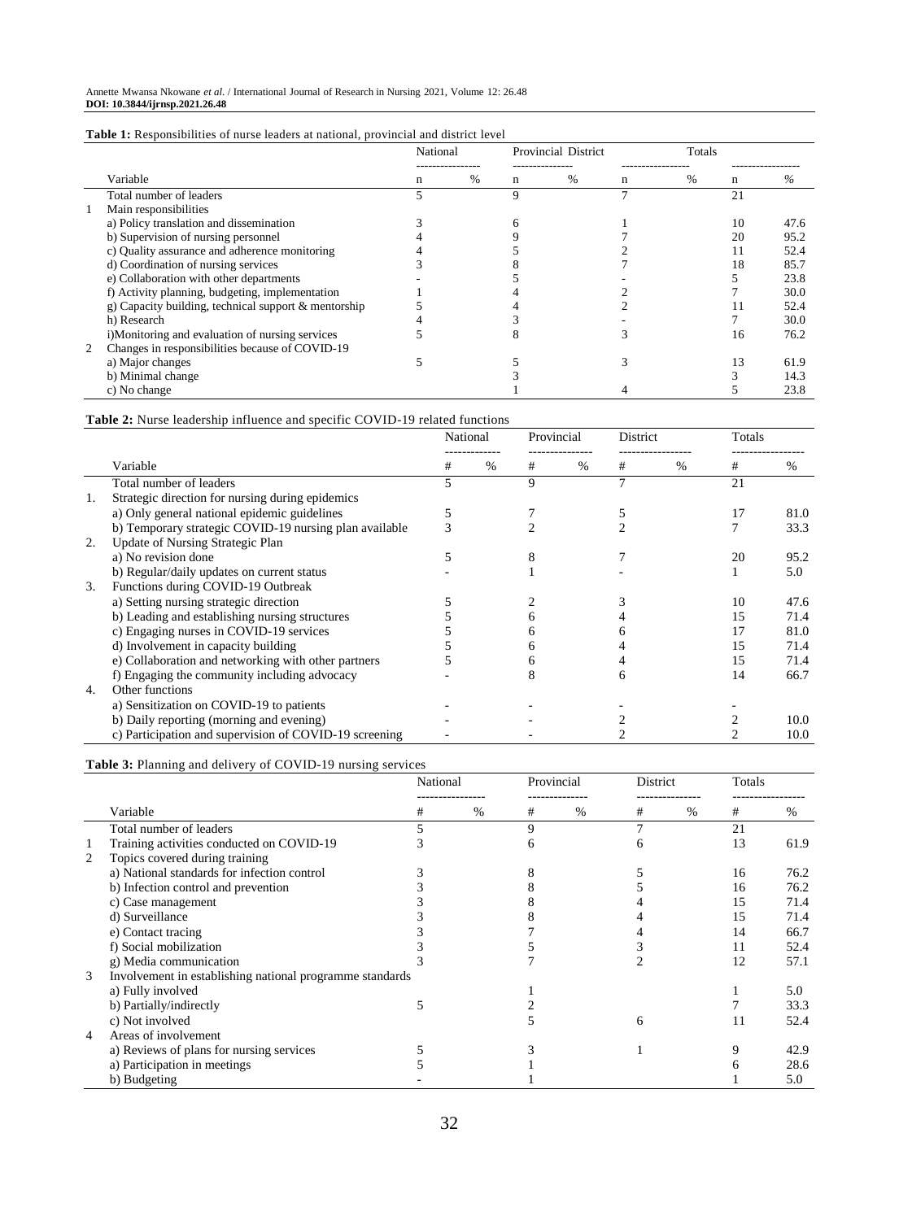**Table 1:** Responsibilities of nurse leaders at national, provincial and district level

| | Variable | National | | Provincial | | District | | Totals | |
|---|---|---|---|---|---|---|---|---|---|
| | | n | % | n | % | n | % | n | % |
| | Total number of leaders | 5 | | 9 | | 7 | | 21 | |
| 1 | Main responsibilities | | | | | | | | |
| | a) Policy translation and dissemination | 3 | | 6 | | 1 | | 10 | 47.6 |
| | b) Supervision of nursing personnel | 4 | | 9 | | 7 | | 20 | 95.2 |
| | c) Quality assurance and adherence monitoring | 4 | | 5 | | 2 | | 11 | 52.4 |
| | d) Coordination of nursing services | 3 | | 8 | | 7 | | 18 | 85.7 |
| | e) Collaboration with other departments | - | | 5 | | - | | 5 | 23.8 |
| | f) Activity planning, budgeting, implementation | 1 | | 4 | | 2 | | 7 | 30.0 |
| | g) Capacity building, technical support & mentorship | 5 | | 4 | | 2 | | 11 | 52.4 |
| | h) Research | 4 | | 3 | | - | | 7 | 30.0 |
| | i)Monitoring and evaluation of nursing services | 5 | | 8 | | 3 | | 16 | 76.2 |
| 2 | Changes in responsibilities because of COVID-19 | | | | | | | | |
| | a) Major changes | 5 | | 5 | | 3 | | 13 | 61.9 |
| | b) Minimal change | | | 3 | | | | 3 | 14.3 |
| | c) No change | | | 1 | | 4 | | 5 | 23.8 |

**Table 2:** Nurse leadership influence and specific COVID-19 related functions

| | Variable | National | | Provincial | | District | | Totals | |
|---|---|---|---|---|---|---|---|---|---|
| | | # | % | # | % | # | % | # | % |
| | Total number of leaders | 5 | | 9 | | 7 | | 21 | |
| 1. | Strategic direction for nursing during epidemics | | | | | | | | |
| | a) Only general national epidemic guidelines | 5 | | 7 | | 5 | | 17 | 81.0 |
| | b) Temporary strategic COVID-19 nursing plan available | 3 | | 2 | | 2 | | 7 | 33.3 |
| 2. | Update of Nursing Strategic Plan | | | | | | | | |
| | a) No revision done | 5 | | 8 | | 7 | | 20 | 95.2 |
| | b) Regular/daily updates on current status | - | | 1 | | - | | 1 | 5.0 |
| 3. | Functions during COVID-19 Outbreak | | | | | | | | |
| | a) Setting nursing strategic direction | 5 | | 2 | | 3 | | 10 | 47.6 |
| | b) Leading and establishing nursing structures | 5 | | 6 | | 4 | | 15 | 71.4 |
| | c) Engaging nurses in COVID-19 services | 5 | | 6 | | 6 | | 17 | 81.0 |
| | d) Involvement in capacity building | 5 | | 6 | | 4 | | 15 | 71.4 |
| | e) Collaboration and networking with other partners | 5 | | 6 | | 4 | | 15 | 71.4 |
| | f) Engaging the community including advocacy | - | | 8 | | 6 | | 14 | 66.7 |
| 4. | Other functions | | | | | | | | |
| | a) Sensitization on COVID-19 to patients | - | | - | | - | | - | |
| | b) Daily reporting (morning and evening) | - | | - | | 2 | | 2 | 10.0 |
| | c) Participation and supervision of COVID-19 screening | - | | - | | 2 | | 2 | 10.0 |

**Table 3:** Planning and delivery of COVID-19 nursing services

| | Variable | National | | Provincial | | District | | Totals | |
|---|---|---|---|---|---|---|---|---|---|
| | | # | % | # | % | # | % | # | % |
| | Total number of leaders | 5 | | 9 | | 7 | | 21 | |
| 1 | Training activities conducted on COVID-19 | 3 | | 6 | | 6 | | 13 | 61.9 |
| 2 | Topics covered during training | | | | | | | | |
| | a) National standards for infection control | 3 | | 8 | | 5 | | 16 | 76.2 |
| | b) Infection control and prevention | 3 | | 8 | | 5 | | 16 | 76.2 |
| | c) Case management | 3 | | 8 | | 4 | | 15 | 71.4 |
| | d) Surveillance | 3 | | 8 | | 4 | | 15 | 71.4 |
| | e) Contact tracing | 3 | | 7 | | 4 | | 14 | 66.7 |
| | f) Social mobilization | 3 | | 5 | | 3 | | 11 | 52.4 |
| | g) Media communication | 3 | | 7 | | 2 | | 12 | 57.1 |
| 3 | Involvement in establishing national programme standards | | | | | | | | |
| | a) Fully involved | | | 1 | | | | 1 | 5.0 |
| | b) Partially/indirectly | 5 | | 2 | | | | 7 | 33.3 |
| | c) Not involved | | | 5 | | 6 | | 11 | 52.4 |
| 4 | Areas of involvement | | | | | | | | |
| | a) Reviews of plans for nursing services | 5 | | 3 | | 1 | | 9 | 42.9 |
| | a) Participation in meetings | 5 | | 1 | | | | 6 | 28.6 |
| | b) Budgeting | - | | 1 | | | | 1 | 5.0 |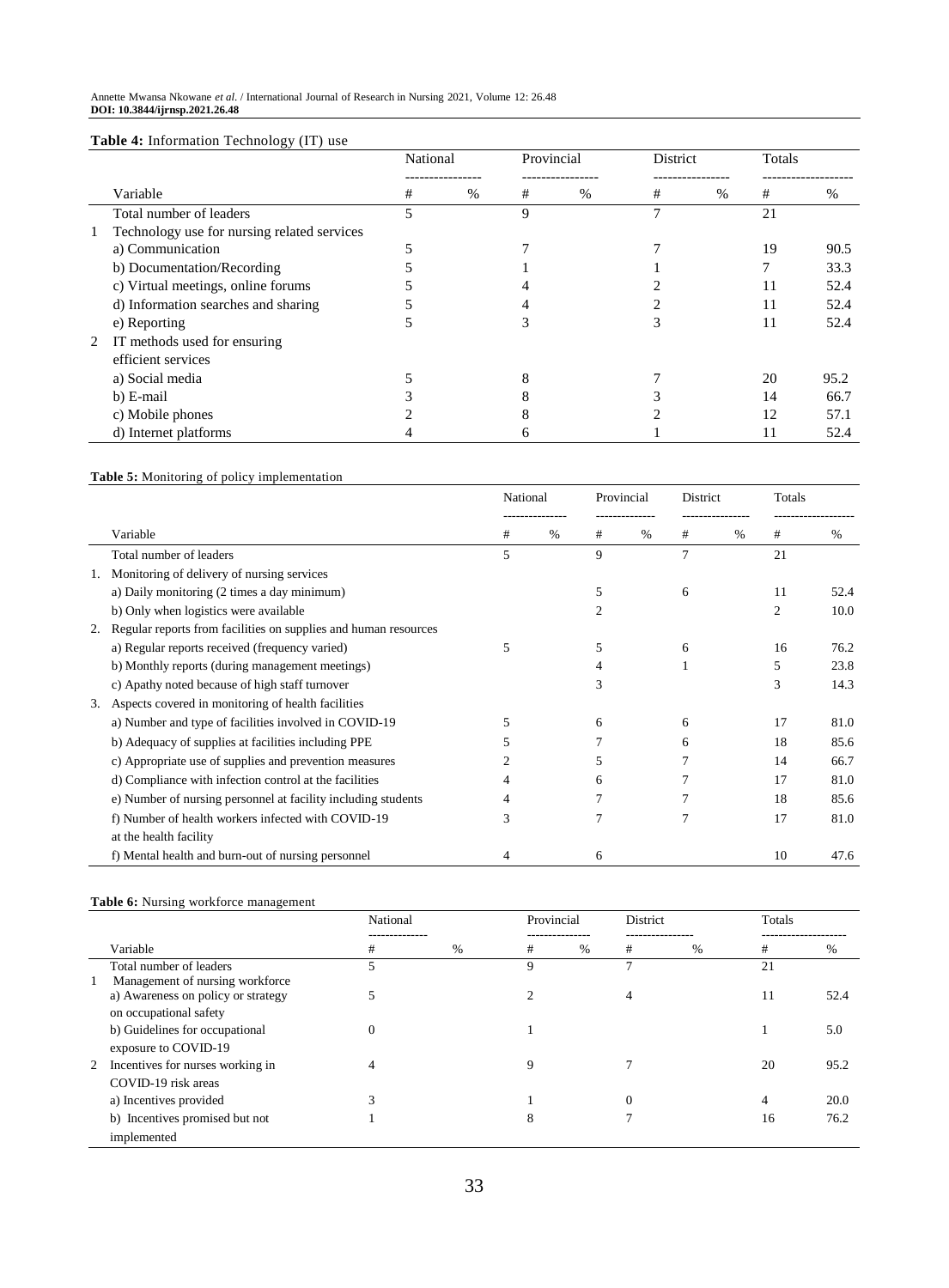**Table 4:** Information Technology (IT) use

| | Variable | National | | Provincial | | District | | Totals | |
|---|---|---|---|---|---|---|---|---|---|
| | | # | % | # | % | # | % | # | % |
| | Total number of leaders | 5 | | 9 | | 7 | | 21 | |
| 1 | Technology use for nursing related services | | | | | | | | |
| | a) Communication | 5 | | 7 | | 7 | | 19 | 90.5 |
| | b) Documentation/Recording | 5 | | 1 | | 1 | | 7 | 33.3 |
| | c) Virtual meetings, online forums | 5 | | 4 | | 2 | | 11 | 52.4 |
| | d) Information searches and sharing | 5 | | 4 | | 2 | | 11 | 52.4 |
| | e) Reporting | 5 | | 3 | | 3 | | 11 | 52.4 |
| 2 | IT methods used for ensuring efficient services | | | | | | | | |
| | a) Social media | 5 | | 8 | | 7 | | 20 | 95.2 |
| | b) E-mail | 3 | | 8 | | 3 | | 14 | 66.7 |
| | c) Mobile phones | 2 | | 8 | | 2 | | 12 | 57.1 |
| | d) Internet platforms | 4 | | 6 | | 1 | | 11 | 52.4 |

**Table 5:** Monitoring of policy implementation

| | Variable | National | | Provincial | | District | | Totals | |
|---|---|---|---|---|---|---|---|---|---|
| | | # | % | # | % | # | % | # | % |
| | Total number of leaders | 5 | | 9 | | 7 | | 21 | |
| 1. | Monitoring of delivery of nursing services | | | | | | | | |
| | a) Daily monitoring (2 times a day minimum) | | | 5 | | 6 | | 11 | 52.4 |
| | b) Only when logistics were available | | | 2 | | | | 2 | 10.0 |
| 2. | Regular reports from facilities on supplies and human resources | | | | | | | | |
| | a) Regular reports received (frequency varied) | 5 | | 5 | | 6 | | 16 | 76.2 |
| | b) Monthly reports (during management meetings) | | | 4 | | 1 | | 5 | 23.8 |
| | c) Apathy noted because of high staff turnover | | | 3 | | | | 3 | 14.3 |
| 3. | Aspects covered in monitoring of health facilities | | | | | | | | |
| | a) Number and type of facilities involved in COVID-19 | 5 | | 6 | | 6 | | 17 | 81.0 |
| | b) Adequacy of supplies at facilities including PPE | 5 | | 7 | | 6 | | 18 | 85.6 |
| | c) Appropriate use of supplies and prevention measures | 2 | | 5 | | 7 | | 14 | 66.7 |
| | d) Compliance with infection control at the facilities | 4 | | 6 | | 7 | | 17 | 81.0 |
| | e) Number of nursing personnel at facility including students | 4 | | 7 | | 7 | | 18 | 85.6 |
| | f) Number of health workers infected with COVID-19 at the health facility | 3 | | 7 | | 7 | | 17 | 81.0 |
| | f) Mental health and burn-out of nursing personnel | 4 | | 6 | | | | 10 | 47.6 |

**Table 6:** Nursing workforce management

| | Variable | National | | Provincial | | District | | Totals | |
|---|---|---|---|---|---|---|---|---|---|
| | | # | % | # | % | # | % | # | % |
| | Total number of leaders | 5 | | 9 | | 7 | | 21 | |
| 1 | Management of nursing workforce | | | | | | | | |
| | a) Awareness on policy or strategy on occupational safety | 5 | | 2 | | 4 | | 11 | 52.4 |
| | b) Guidelines for occupational exposure to COVID-19 | 0 | | 1 | | | | 1 | 5.0 |
| 2 | Incentives for nurses working in COVID-19 risk areas | 4 | | 9 | | 7 | | 20 | 95.2 |
| | a) Incentives provided | 3 | | 1 | | 0 | | 4 | 20.0 |
| | b) Incentives promised but not implemented | 1 | | 8 | | 7 | | 16 | 76.2 |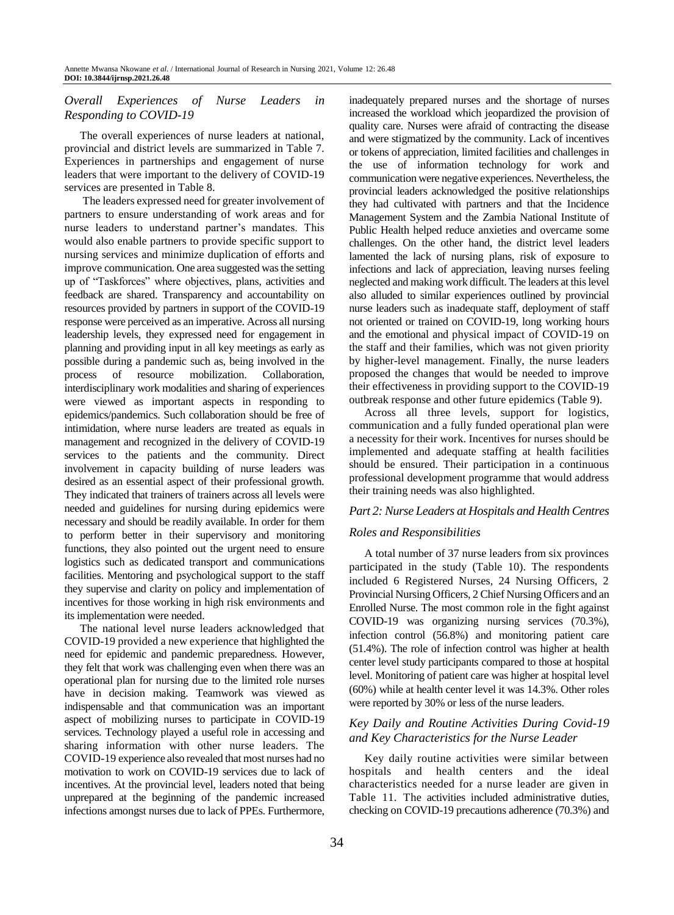### *Overall Experiences of Nurse Leaders in Responding to COVID-19*

The overall experiences of nurse leaders at national, provincial and district levels are summarized in Table 7. Experiences in partnerships and engagement of nurse leaders that were important to the delivery of COVID-19 services are presented in Table 8.

The leaders expressed need for greater involvement of partners to ensure understanding of work areas and for nurse leaders to understand partner's mandates. This would also enable partners to provide specific support to nursing services and minimize duplication of efforts and improve communication. One area suggested was the setting up of "Taskforces" where objectives, plans, activities and feedback are shared. Transparency and accountability on resources provided by partners in support of the COVID-19 response were perceived as an imperative. Across all nursing leadership levels, they expressed need for engagement in planning and providing input in all key meetings as early as possible during a pandemic such as, being involved in the process of resource mobilization. Collaboration, interdisciplinary work modalities and sharing of experiences were viewed as important aspects in responding to epidemics/pandemics. Such collaboration should be free of intimidation, where nurse leaders are treated as equals in management and recognized in the delivery of COVID-19 services to the patients and the community. Direct involvement in capacity building of nurse leaders was desired as an essential aspect of their professional growth. They indicated that trainers of trainers across all levels were needed and guidelines for nursing during epidemics were necessary and should be readily available. In order for them to perform better in their supervisory and monitoring functions, they also pointed out the urgent need to ensure logistics such as dedicated transport and communications facilities. Mentoring and psychological support to the staff they supervise and clarity on policy and implementation of incentives for those working in high risk environments and its implementation were needed.

The national level nurse leaders acknowledged that COVID-19 provided a new experience that highlighted the need for epidemic and pandemic preparedness. However, they felt that work was challenging even when there was an operational plan for nursing due to the limited role nurses have in decision making. Teamwork was viewed as indispensable and that communication was an important aspect of mobilizing nurses to participate in COVID-19 services. Technology played a useful role in accessing and sharing information with other nurse leaders. The COVID-19 experience also revealed that most nurses had no motivation to work on COVID-19 services due to lack of incentives. At the provincial level, leaders noted that being unprepared at the beginning of the pandemic increased infections amongst nurses due to lack of PPEs. Furthermore, inadequately prepared nurses and the shortage of nurses increased the workload which jeopardized the provision of quality care. Nurses were afraid of contracting the disease and were stigmatized by the community. Lack of incentives or tokens of appreciation, limited facilities and challenges in the use of information technology for work and communication were negative experiences. Nevertheless, the provincial leaders acknowledged the positive relationships they had cultivated with partners and that the Incidence Management System and the Zambia National Institute of Public Health helped reduce anxieties and overcame some challenges. On the other hand, the district level leaders lamented the lack of nursing plans, risk of exposure to infections and lack of appreciation, leaving nurses feeling neglected and making work difficult. The leaders at this level also alluded to similar experiences outlined by provincial nurse leaders such as inadequate staff, deployment of staff not oriented or trained on COVID-19, long working hours and the emotional and physical impact of COVID-19 on the staff and their families, which was not given priority by higher-level management. Finally, the nurse leaders proposed the changes that would be needed to improve their effectiveness in providing support to the COVID-19 outbreak response and other future epidemics (Table 9).

Across all three levels, support for logistics, communication and a fully funded operational plan were a necessity for their work. Incentives for nurses should be implemented and adequate staffing at health facilities should be ensured. Their participation in a continuous professional development programme that would address their training needs was also highlighted.

### *Part 2: Nurse Leaders at Hospitals and Health Centres*

### *Roles and Responsibilities*

A total number of 37 nurse leaders from six provinces participated in the study (Table 10). The respondents included 6 Registered Nurses, 24 Nursing Officers, 2 Provincial Nursing Officers, 2 Chief Nursing Officers and an Enrolled Nurse. The most common role in the fight against COVID-19 was organizing nursing services (70.3%), infection control (56.8%) and monitoring patient care (51.4%). The role of infection control was higher at health center level study participants compared to those at hospital level. Monitoring of patient care was higher at hospital level (60%) while at health center level it was 14.3%. Other roles were reported by 30% or less of the nurse leaders.

### *Key Daily and Routine Activities During Covid-19 and Key Characteristics for the Nurse Leader*

Key daily routine activities were similar between hospitals and health centers and the ideal characteristics needed for a nurse leader are given in Table 11. The activities included administrative duties, checking on COVID-19 precautions adherence (70.3%) and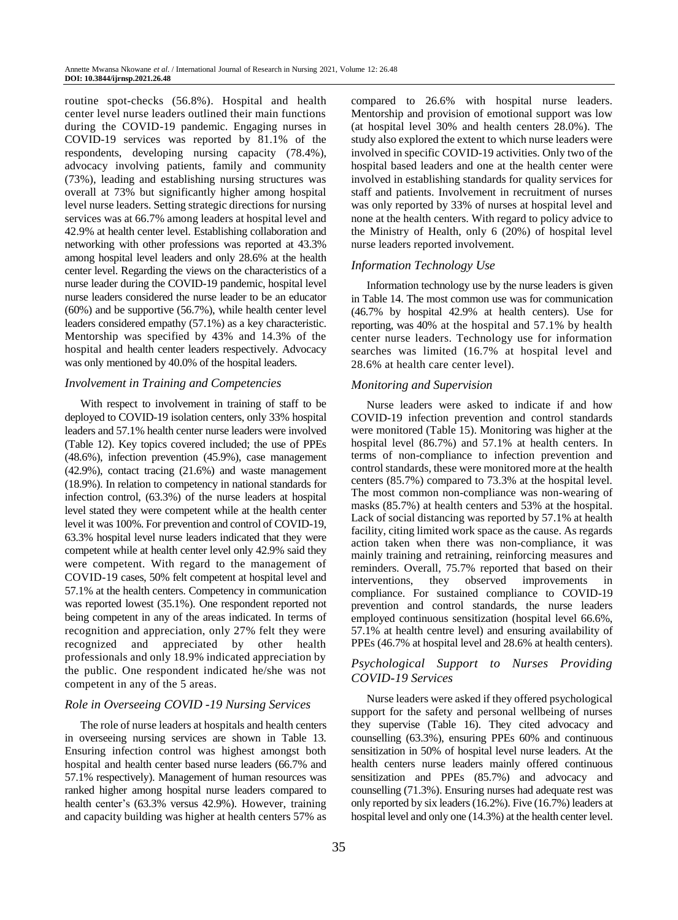routine spot-checks (56.8%). Hospital and health center level nurse leaders outlined their main functions during the COVID-19 pandemic. Engaging nurses in COVID-19 services was reported by 81.1% of the respondents, developing nursing capacity (78.4%), advocacy involving patients, family and community (73%), leading and establishing nursing structures was overall at 73% but significantly higher among hospital level nurse leaders. Setting strategic directions for nursing services was at 66.7% among leaders at hospital level and 42.9% at health center level. Establishing collaboration and networking with other professions was reported at 43.3% among hospital level leaders and only 28.6% at the health center level. Regarding the views on the characteristics of a nurse leader during the COVID-19 pandemic, hospital level nurse leaders considered the nurse leader to be an educator (60%) and be supportive (56.7%), while health center level leaders considered empathy (57.1%) as a key characteristic. Mentorship was specified by 43% and 14.3% of the hospital and health center leaders respectively. Advocacy was only mentioned by 40.0% of the hospital leaders.

### *Involvement in Training and Competencies*

With respect to involvement in training of staff to be deployed to COVID-19 isolation centers, only 33% hospital leaders and 57.1% health center nurse leaders were involved (Table 12). Key topics covered included; the use of PPEs (48.6%), infection prevention (45.9%), case management (42.9%), contact tracing (21.6%) and waste management (18.9%). In relation to competency in national standards for infection control, (63.3%) of the nurse leaders at hospital level stated they were competent while at the health center level it was 100%. For prevention and control of COVID-19, 63.3% hospital level nurse leaders indicated that they were competent while at health center level only 42.9% said they were competent. With regard to the management of COVID-19 cases, 50% felt competent at hospital level and 57.1% at the health centers. Competency in communication was reported lowest (35.1%). One respondent reported not being competent in any of the areas indicated. In terms of recognition and appreciation, only 27% felt they were recognized and appreciated by other health professionals and only 18.9% indicated appreciation by the public. One respondent indicated he/she was not competent in any of the 5 areas.

### *Role in Overseeing COVID -19 Nursing Services*

The role of nurse leaders at hospitals and health centers in overseeing nursing services are shown in Table 13. Ensuring infection control was highest amongst both hospital and health center based nurse leaders (66.7% and 57.1% respectively). Management of human resources was ranked higher among hospital nurse leaders compared to health center's (63.3% versus 42.9%). However, training and capacity building was higher at health centers 57% as compared to 26.6% with hospital nurse leaders. Mentorship and provision of emotional support was low (at hospital level 30% and health centers 28.0%). The study also explored the extent to which nurse leaders were involved in specific COVID-19 activities. Only two of the hospital based leaders and one at the health center were involved in establishing standards for quality services for staff and patients. Involvement in recruitment of nurses was only reported by 33% of nurses at hospital level and none at the health centers. With regard to policy advice to the Ministry of Health, only 6 (20%) of hospital level nurse leaders reported involvement.

### *Information Technology Use*

Information technology use by the nurse leaders is given in Table 14. The most common use was for communication (46.7% by hospital 42.9% at health centers). Use for reporting, was 40% at the hospital and 57.1% by health center nurse leaders. Technology use for information searches was limited (16.7% at hospital level and 28.6% at health care center level).

### *Monitoring and Supervision*

Nurse leaders were asked to indicate if and how COVID-19 infection prevention and control standards were monitored (Table 15). Monitoring was higher at the hospital level (86.7%) and 57.1% at health centers. In terms of non-compliance to infection prevention and control standards, these were monitored more at the health centers (85.7%) compared to 73.3% at the hospital level. The most common non-compliance was non-wearing of masks (85.7%) at health centers and 53% at the hospital. Lack of social distancing was reported by 57.1% at health facility, citing limited work space as the cause. As regards action taken when there was non-compliance, it was mainly training and retraining, reinforcing measures and reminders. Overall, 75.7% reported that based on their interventions, they observed improvements in compliance. For sustained compliance to COVID-19 prevention and control standards, the nurse leaders employed continuous sensitization (hospital level 66.6%, 57.1% at health centre level) and ensuring availability of PPEs (46.7% at hospital level and 28.6% at health centers).

### *Psychological Support to Nurses Providing COVID-19 Services*

Nurse leaders were asked if they offered psychological support for the safety and personal wellbeing of nurses they supervise (Table 16). They cited advocacy and counselling (63.3%), ensuring PPEs 60% and continuous sensitization in 50% of hospital level nurse leaders. At the health centers nurse leaders mainly offered continuous sensitization and PPEs (85.7%) and advocacy and counselling (71.3%). Ensuring nurses had adequate rest was only reported by six leaders (16.2%). Five (16.7%) leaders at hospital level and only one (14.3%) at the health center level.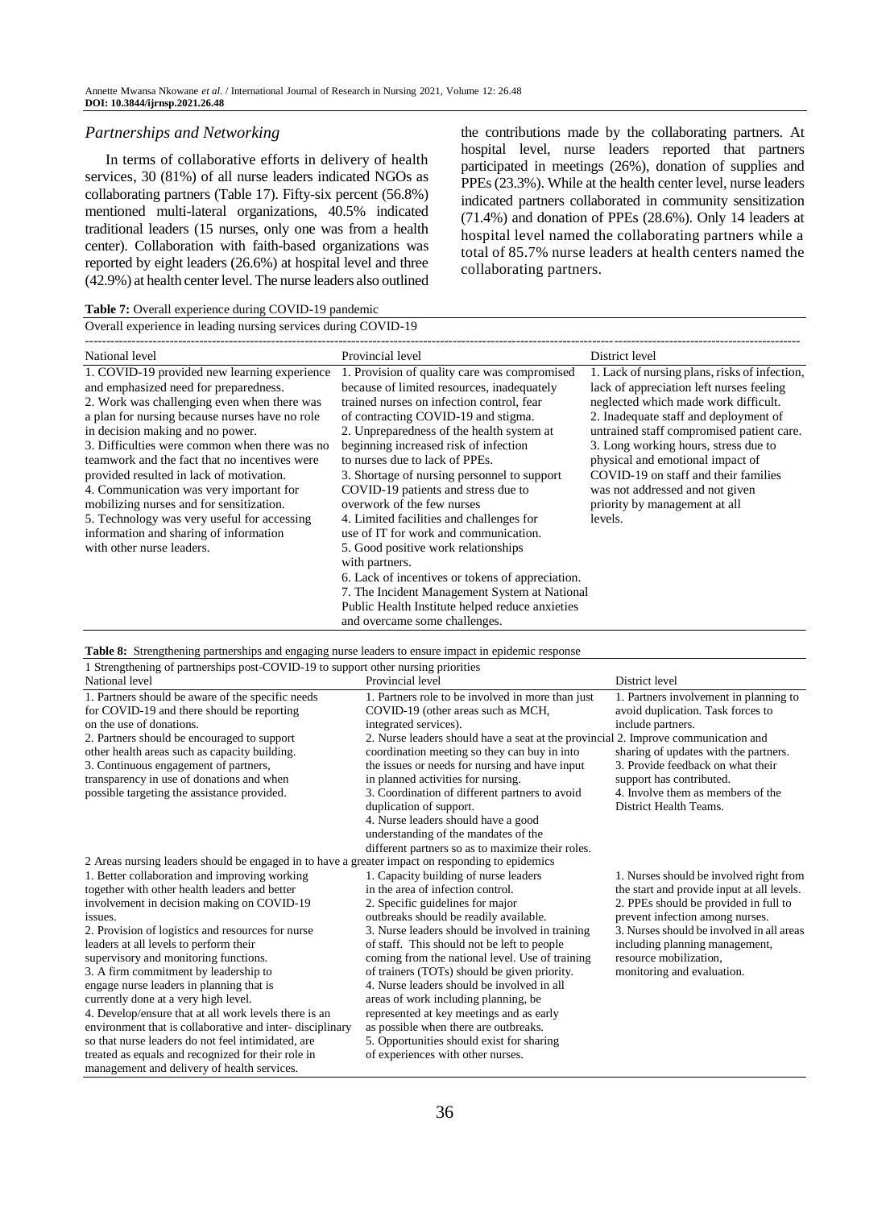### *Partnerships and Networking*

In terms of collaborative efforts in delivery of health services, 30 (81%) of all nurse leaders indicated NGOs as collaborating partners (Table 17). Fifty-six percent (56.8%) mentioned multi-lateral organizations, 40.5% indicated traditional leaders (15 nurses, only one was from a health center). Collaboration with faith-based organizations was reported by eight leaders (26.6%) at hospital level and three (42.9%) at health center level. The nurse leaders also outlined the contributions made by the collaborating partners. At hospital level, nurse leaders reported that partners participated in meetings (26%), donation of supplies and PPEs (23.3%). While at the health center level, nurse leaders indicated partners collaborated in community sensitization (71.4%) and donation of PPEs (28.6%). Only 14 leaders at hospital level named the collaborating partners while a total of 85.7% nurse leaders at health centers named the collaborating partners.

**Table 7:** Overall experience during COVID-19 pandemic

| Overall experience in leading nursing services during COVID-19 | | |
|---|---|---|
| National level | Provincial level | District level |
| 1. COVID-19 provided new learning experience and emphasized need for preparedness.<br>2. Work was challenging even when there was a plan for nursing because nurses have no role in decision making and no power.<br>3. Difficulties were common when there was no teamwork and the fact that no incentives were provided resulted in lack of motivation.<br>4. Communication was very important for mobilizing nurses and for sensitization.<br>5. Technology was very useful for accessing information and sharing of information with other nurse leaders. | 1. Provision of quality care was compromised because of limited resources, inadequately trained nurses on infection control, fear of contracting COVID-19 and stigma.<br>2. Unpreparedness of the health system at beginning increased risk of infection to nurses due to lack of PPEs.<br>3. Shortage of nursing personnel to support COVID-19 patients and stress due to overwork of the few nurses<br>4. Limited facilities and challenges for use of IT for work and communication.<br>5. Good positive work relationships with partners.<br>6. Lack of incentives or tokens of appreciation.<br>7. The Incident Management System at National Public Health Institute helped reduce anxieties and overcame some challenges. | 1. Lack of nursing plans, risks of infection, lack of appreciation left nurses feeling neglected which made work difficult.<br>2. Inadequate staff and deployment of untrained staff compromised patient care.<br>3. Long working hours, stress due to physical and emotional impact of COVID-19 on staff and their families was not addressed and not given priority by management at all levels. |

**Table 8:** Strengthening partnerships and engaging nurse leaders to ensure impact in epidemic response

| National level | Provincial level | District level |
|---|---|---|
| **1 Strengthening of partnerships post-COVID-19 to support other nursing priorities** | | |
| 1. Partners should be aware of the specific needs for COVID-19 and there should be reporting on the use of donations.<br>2. Partners should be encouraged to support other health areas such as capacity building.<br>3. Continuous engagement of partners, transparency in use of donations and when possible targeting the assistance provided. | 1. Partners role to be involved in more than just COVID-19 (other areas such as MCH, integrated services).<br>2. Nurse leaders should have a seat at the provincial coordination meeting so they can buy in into the issues or needs for nursing and have input in planned activities for nursing.<br>3. Coordination of different partners to avoid duplication of support.<br>4. Nurse leaders should have a good understanding of the mandates of the different partners so as to maximize their roles. | 1. Partners involvement in planning to avoid duplication. Task forces to include partners.<br>2. Improve communication and sharing of updates with the partners.<br>3. Provide feedback on what their support has contributed.<br>4. Involve them as members of the District Health Teams. |
| **2 Areas nursing leaders should be engaged in to have a greater impact on responding to epidemics** | | |
| 1. Better collaboration and improving working together with other health leaders and better involvement in decision making on COVID-19 issues.<br>2. Provision of logistics and resources for nurse leaders at all levels to perform their supervisory and monitoring functions.<br>3. A firm commitment by leadership to engage nurse leaders in planning that is currently done at a very high level.<br>4. Develop/ensure that at all work levels there is an environment that is collaborative and inter- disciplinary so that nurse leaders do not feel intimidated, are treated as equals and recognized for their role in management and delivery of health services. | 1. Capacity building of nurse leaders in the area of infection control.<br>2. Specific guidelines for major outbreaks should be readily available.<br>3. Nurse leaders should be involved in training of staff. This should not be left to people coming from the national level. Use of training of trainers (TOTs) should be given priority.<br>4. Nurse leaders should be involved in all areas of work including planning, be represented at key meetings and as early as possible when there are outbreaks.<br>5. Opportunities should exist for sharing of experiences with other nurses. | 1. Nurses should be involved right from the start and provide input at all levels.<br>2. PPEs should be provided in full to prevent infection among nurses.<br>3. Nurses should be involved in all areas including planning management, resource mobilization, monitoring and evaluation. |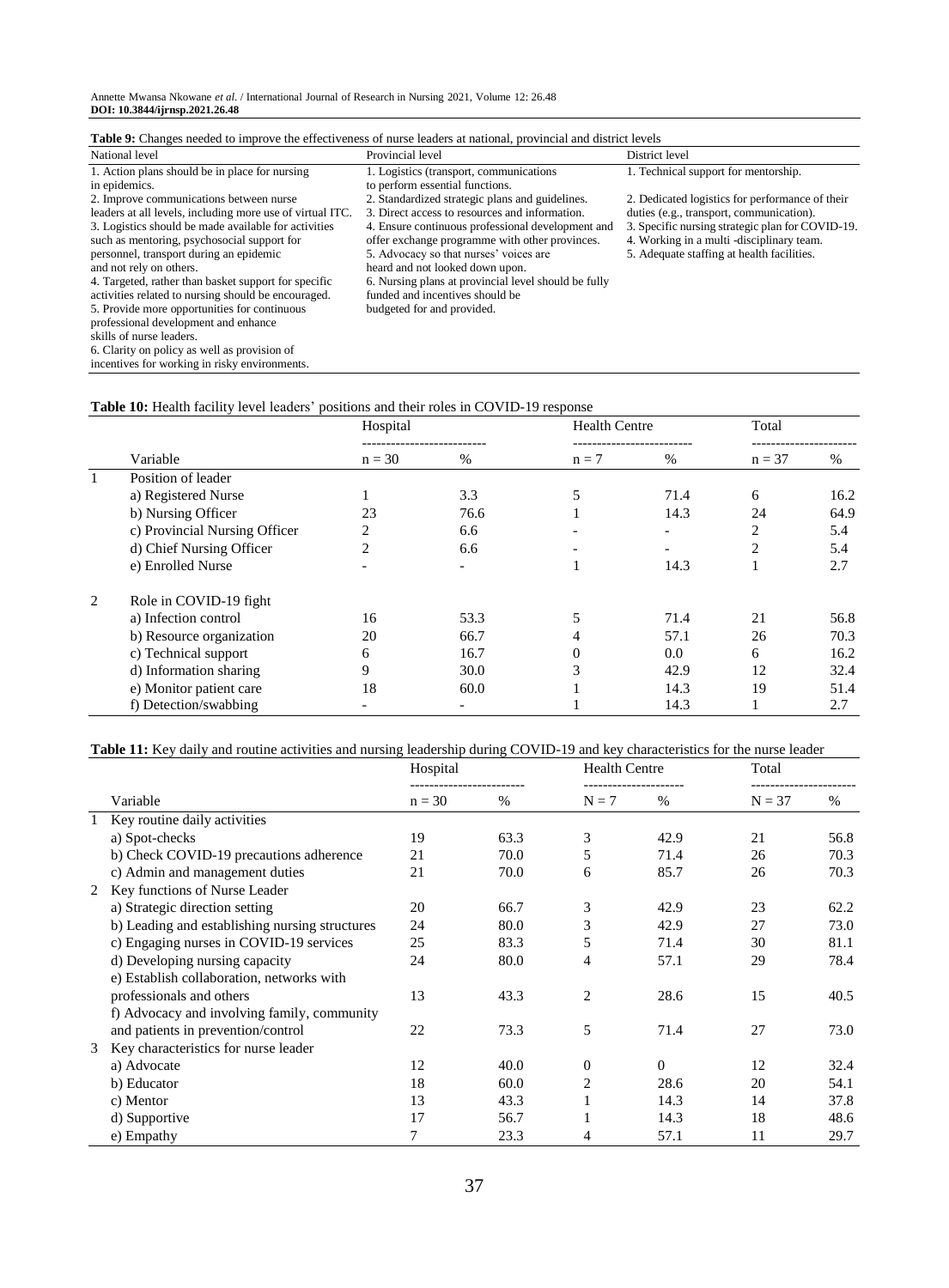**Table 9:** Changes needed to improve the effectiveness of nurse leaders at national, provincial and district levels

| National level | Provincial level | District level |
|---|---|---|
| 1. Action plans should be in place for nursing in epidemics.<br>2. Improve communications between nurse leaders at all levels, including more use of virtual ITC.<br>3. Logistics should be made available for activities such as mentoring, psychosocial support for personnel, transport during an epidemic and not rely on others.<br>4. Targeted, rather than basket support for specific activities related to nursing should be encouraged.<br>5. Provide more opportunities for continuous professional development and enhance skills of nurse leaders.<br>6. Clarity on policy as well as provision of incentives for working in risky environments. | 1. Logistics (transport, communications to perform essential functions.<br>2. Standardized strategic plans and guidelines.<br>3. Direct access to resources and information.<br>4. Ensure continuous professional development and offer exchange programme with other provinces.<br>5. Advocacy so that nurses' voices are heard and not looked down upon.<br>6. Nursing plans at provincial level should be fully funded and incentives should be budgeted for and provided. | 1. Technical support for mentorship.<br>2. Dedicated logistics for performance of their duties (e.g., transport, communication).<br>3. Specific nursing strategic plan for COVID-19.<br>4. Working in a multi -disciplinary team.<br>5. Adequate staffing at health facilities. |

**Table 10:** Health facility level leaders' positions and their roles in COVID-19 response

| | | Hospital | | Health Centre | | Total | |
|---|---|---|---|---|---|---|---|
| | Variable | n = 30 | % | n = 7 | % | n = 37 | % |
| 1 | Position of leader | | | | | | |
| | a) Registered Nurse | 1 | 3.3 | 5 | 71.4 | 6 | 16.2 |
| | b) Nursing Officer | 23 | 76.6 | 1 | 14.3 | 24 | 64.9 |
| | c) Provincial Nursing Officer | 2 | 6.6 | - | - | 2 | 5.4 |
| | d) Chief Nursing Officer | 2 | 6.6 | - | - | 2 | 5.4 |
| | e) Enrolled Nurse | - | - | 1 | 14.3 | 1 | 2.7 |
| 2 | Role in COVID-19 fight | | | | | | |
| | a) Infection control | 16 | 53.3 | 5 | 71.4 | 21 | 56.8 |
| | b) Resource organization | 20 | 66.7 | 4 | 57.1 | 26 | 70.3 |
| | c) Technical support | 6 | 16.7 | 0 | 0.0 | 6 | 16.2 |
| | d) Information sharing | 9 | 30.0 | 3 | 42.9 | 12 | 32.4 |
| | e) Monitor patient care | 18 | 60.0 | 1 | 14.3 | 19 | 51.4 |
| | f) Detection/swabbing | - | - | 1 | 14.3 | 1 | 2.7 |

**Table 11:** Key daily and routine activities and nursing leadership during COVID-19 and key characteristics for the nurse leader

| | | Hospital | | Health Centre | | Total | |
|---|---|---|---|---|---|---|---|
| | Variable | n = 30 | % | N = 7 | % | N = 37 | % |
| 1 | Key routine daily activities | | | | | | |
| | a) Spot-checks | 19 | 63.3 | 3 | 42.9 | 21 | 56.8 |
| | b) Check COVID-19 precautions adherence | 21 | 70.0 | 5 | 71.4 | 26 | 70.3 |
| | c) Admin and management duties | 21 | 70.0 | 6 | 85.7 | 26 | 70.3 |
| 2 | Key functions of Nurse Leader | | | | | | |
| | a) Strategic direction setting | 20 | 66.7 | 3 | 42.9 | 23 | 62.2 |
| | b) Leading and establishing nursing structures | 24 | 80.0 | 3 | 42.9 | 27 | 73.0 |
| | c) Engaging nurses in COVID-19 services | 25 | 83.3 | 5 | 71.4 | 30 | 81.1 |
| | d) Developing nursing capacity | 24 | 80.0 | 4 | 57.1 | 29 | 78.4 |
| | e) Establish collaboration, networks with professionals and others | 13 | 43.3 | 2 | 28.6 | 15 | 40.5 |
| | f) Advocacy and involving family, community and patients in prevention/control | 22 | 73.3 | 5 | 71.4 | 27 | 73.0 |
| 3 | Key characteristics for nurse leader | | | | | | |
| | a) Advocate | 12 | 40.0 | 0 | 0 | 12 | 32.4 |
| | b) Educator | 18 | 60.0 | 2 | 28.6 | 20 | 54.1 |
| | c) Mentor | 13 | 43.3 | 1 | 14.3 | 14 | 37.8 |
| | d) Supportive | 17 | 56.7 | 1 | 14.3 | 18 | 48.6 |
| | e) Empathy | 7 | 23.3 | 4 | 57.1 | 11 | 29.7 |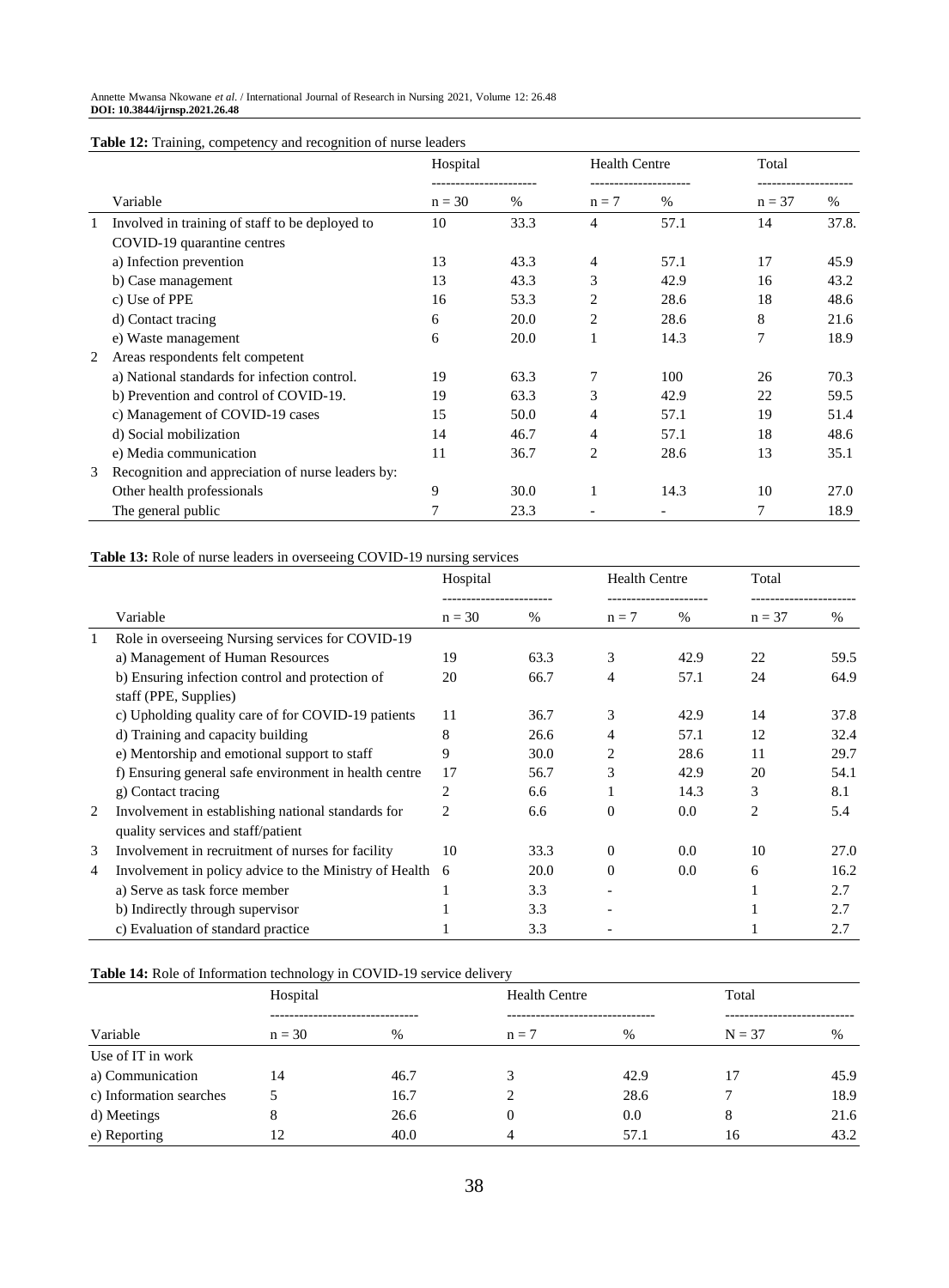**Table 12:** Training, competency and recognition of nurse leaders

| | Variable | Hospital | | Health Centre | | Total | |
|---|---|---|---|---|---|---|---|
| | | n = 30 | % | n = 7 | % | n = 37 | % |
| 1 | Involved in training of staff to be deployed to COVID-19 quarantine centres | 10 | 33.3 | 4 | 57.1 | 14 | 37.8. |
| | a) Infection prevention | 13 | 43.3 | 4 | 57.1 | 17 | 45.9 |
| | b) Case management | 13 | 43.3 | 3 | 42.9 | 16 | 43.2 |
| | c) Use of PPE | 16 | 53.3 | 2 | 28.6 | 18 | 48.6 |
| | d) Contact tracing | 6 | 20.0 | 2 | 28.6 | 8 | 21.6 |
| | e) Waste management | 6 | 20.0 | 1 | 14.3 | 7 | 18.9 |
| 2 | Areas respondents felt competent | | | | | | |
| | a) National standards for infection control. | 19 | 63.3 | 7 | 100 | 26 | 70.3 |
| | b) Prevention and control of COVID-19. | 19 | 63.3 | 3 | 42.9 | 22 | 59.5 |
| | c) Management of COVID-19 cases | 15 | 50.0 | 4 | 57.1 | 19 | 51.4 |
| | d) Social mobilization | 14 | 46.7 | 4 | 57.1 | 18 | 48.6 |
| | e) Media communication | 11 | 36.7 | 2 | 28.6 | 13 | 35.1 |
| 3 | Recognition and appreciation of nurse leaders by: | | | | | | |
| | Other health professionals | 9 | 30.0 | 1 | 14.3 | 10 | 27.0 |
| | The general public | 7 | 23.3 | - | - | 7 | 18.9 |

**Table 13:** Role of nurse leaders in overseeing COVID-19 nursing services

| | Variable | Hospital | | Health Centre | | Total | |
|---|---|---|---|---|---|---|---|
| | | n = 30 | % | n = 7 | % | n = 37 | % |
| 1 | Role in overseeing Nursing services for COVID-19 | | | | | | |
| | a) Management of Human Resources | 19 | 63.3 | 3 | 42.9 | 22 | 59.5 |
| | b) Ensuring infection control and protection of staff (PPE, Supplies) | 20 | 66.7 | 4 | 57.1 | 24 | 64.9 |
| | c) Upholding quality care of for COVID-19 patients | 11 | 36.7 | 3 | 42.9 | 14 | 37.8 |
| | d) Training and capacity building | 8 | 26.6 | 4 | 57.1 | 12 | 32.4 |
| | e) Mentorship and emotional support to staff | 9 | 30.0 | 2 | 28.6 | 11 | 29.7 |
| | f) Ensuring general safe environment in health centre | 17 | 56.7 | 3 | 42.9 | 20 | 54.1 |
| | g) Contact tracing | 2 | 6.6 | 1 | 14.3 | 3 | 8.1 |
| 2 | Involvement in establishing national standards for quality services and staff/patient | 2 | 6.6 | 0 | 0.0 | 2 | 5.4 |
| 3 | Involvement in recruitment of nurses for facility | 10 | 33.3 | 0 | 0.0 | 10 | 27.0 |
| 4 | Involvement in policy advice to the Ministry of Health | 6 | 20.0 | 0 | 0.0 | 6 | 16.2 |
| | a) Serve as task force member | 1 | 3.3 | - | | 1 | 2.7 |
| | b) Indirectly through supervisor | 1 | 3.3 | - | | 1 | 2.7 |
| | c) Evaluation of standard practice | 1 | 3.3 | - | | 1 | 2.7 |

**Table 14:** Role of Information technology in COVID-19 service delivery

| Variable | Hospital | | Health Centre | | Total | |
|---|---|---|---|---|---|---|
| | n = 30 | % | n = 7 | % | N = 37 | % |
| Use of IT in work | | | | | | |
| a) Communication | 14 | 46.7 | 3 | 42.9 | 17 | 45.9 |
| c) Information searches | 5 | 16.7 | 2 | 28.6 | 7 | 18.9 |
| d) Meetings | 8 | 26.6 | 0 | 0.0 | 8 | 21.6 |
| e) Reporting | 12 | 40.0 | 4 | 57.1 | 16 | 43.2 |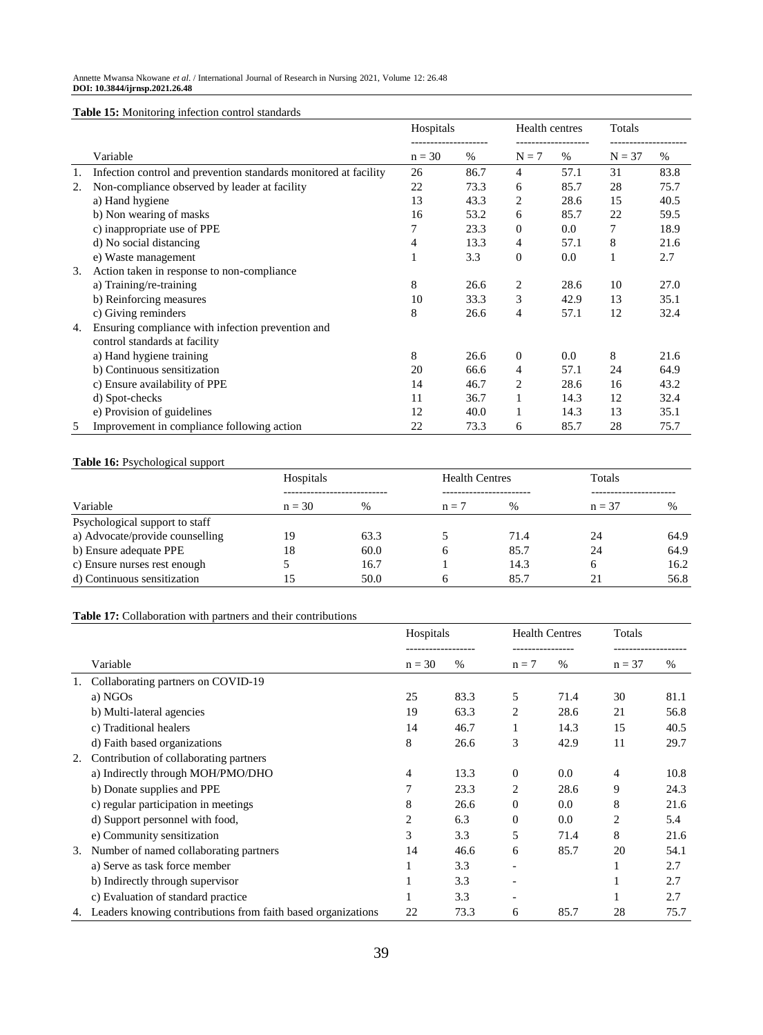**Table 15:** Monitoring infection control standards

| | Variable | Hospitals | | Health centres | | Totals | |
|---|---|---|---|---|---|---|---|
| | | n = 30 | % | N = 7 | % | N = 37 | % |
| 1. | Infection control and prevention standards monitored at facility | 26 | 86.7 | 4 | 57.1 | 31 | 83.8 |
| 2. | Non-compliance observed by leader at facility | 22 | 73.3 | 6 | 85.7 | 28 | 75.7 |
| | a) Hand hygiene | 13 | 43.3 | 2 | 28.6 | 15 | 40.5 |
| | b) Non wearing of masks | 16 | 53.2 | 6 | 85.7 | 22 | 59.5 |
| | c) inappropriate use of PPE | 7 | 23.3 | 0 | 0.0 | 7 | 18.9 |
| | d) No social distancing | 4 | 13.3 | 4 | 57.1 | 8 | 21.6 |
| | e) Waste management | 1 | 3.3 | 0 | 0.0 | 1 | 2.7 |
| 3. | Action taken in response to non-compliance | | | | | | |
| | a) Training/re-training | 8 | 26.6 | 2 | 28.6 | 10 | 27.0 |
| | b) Reinforcing measures | 10 | 33.3 | 3 | 42.9 | 13 | 35.1 |
| | c) Giving reminders | 8 | 26.6 | 4 | 57.1 | 12 | 32.4 |
| 4. | Ensuring compliance with infection prevention and control standards at facility | | | | | | |
| | a) Hand hygiene training | 8 | 26.6 | 0 | 0.0 | 8 | 21.6 |
| | b) Continuous sensitization | 20 | 66.6 | 4 | 57.1 | 24 | 64.9 |
| | c) Ensure availability of PPE | 14 | 46.7 | 2 | 28.6 | 16 | 43.2 |
| | d) Spot-checks | 11 | 36.7 | 1 | 14.3 | 12 | 32.4 |
| | e) Provision of guidelines | 12 | 40.0 | 1 | 14.3 | 13 | 35.1 |
| 5 | Improvement in compliance following action | 22 | 73.3 | 6 | 85.7 | 28 | 75.7 |

**Table 16:** Psychological support

| Variable | Hospitals | | Health Centres | | Totals | |
|---|---|---|---|---|---|---|
| | n = 30 | % | n = 7 | % | n = 37 | % |
| Psychological support to staff | | | | | | |
| a) Advocate/provide counselling | 19 | 63.3 | 5 | 71.4 | 24 | 64.9 |
| b) Ensure adequate PPE | 18 | 60.0 | 6 | 85.7 | 24 | 64.9 |
| c) Ensure nurses rest enough | 5 | 16.7 | 1 | 14.3 | 6 | 16.2 |
| d) Continuous sensitization | 15 | 50.0 | 6 | 85.7 | 21 | 56.8 |

**Table 17:** Collaboration with partners and their contributions

| | Variable | Hospitals | | Health Centres | | Totals | |
|---|---|---|---|---|---|---|---|
| | | n = 30 | % | n = 7 | % | n = 37 | % |
| 1. | Collaborating partners on COVID-19 | | | | | | |
| | a) NGOs | 25 | 83.3 | 5 | 71.4 | 30 | 81.1 |
| | b) Multi-lateral agencies | 19 | 63.3 | 2 | 28.6 | 21 | 56.8 |
| | c) Traditional healers | 14 | 46.7 | 1 | 14.3 | 15 | 40.5 |
| | d) Faith based organizations | 8 | 26.6 | 3 | 42.9 | 11 | 29.7 |
| 2. | Contribution of collaborating partners | | | | | | |
| | a) Indirectly through MOH/PMO/DHO | 4 | 13.3 | 0 | 0.0 | 4 | 10.8 |
| | b) Donate supplies and PPE | 7 | 23.3 | 2 | 28.6 | 9 | 24.3 |
| | c) regular participation in meetings | 8 | 26.6 | 0 | 0.0 | 8 | 21.6 |
| | d) Support personnel with food, | 2 | 6.3 | 0 | 0.0 | 2 | 5.4 |
| | e) Community sensitization | 3 | 3.3 | 5 | 71.4 | 8 | 21.6 |
| 3. | Number of named collaborating partners | 14 | 46.6 | 6 | 85.7 | 20 | 54.1 |
| | a) Serve as task force member | 1 | 3.3 | - | | 1 | 2.7 |
| | b) Indirectly through supervisor | 1 | 3.3 | - | | 1 | 2.7 |
| | c) Evaluation of standard practice | 1 | 3.3 | - | | 1 | 2.7 |
| 4. | Leaders knowing contributions from faith based organizations | 22 | 73.3 | 6 | 85.7 | 28 | 75.7 |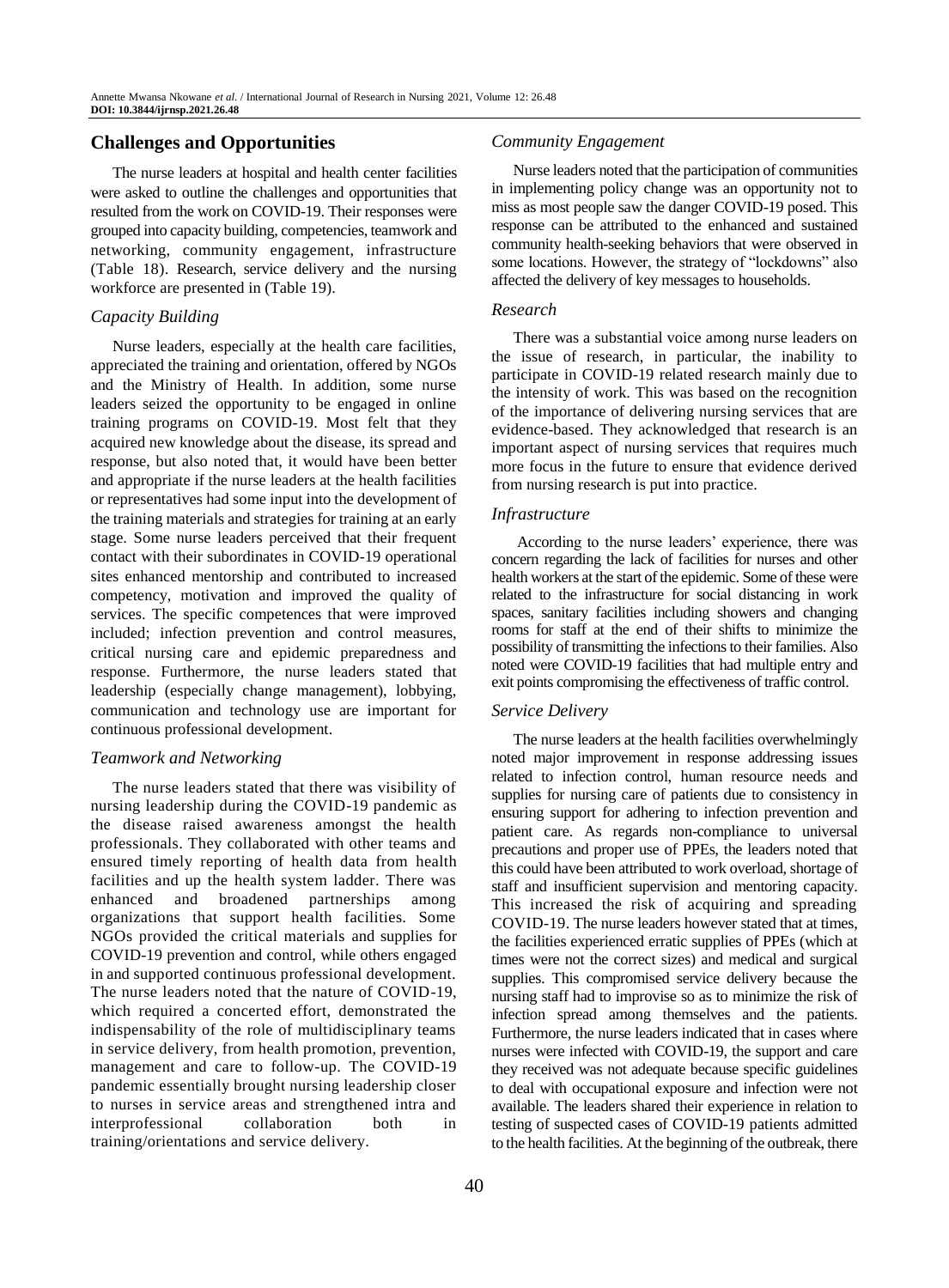## Challenges and Opportunities

The nurse leaders at hospital and health center facilities were asked to outline the challenges and opportunities that resulted from the work on COVID-19. Their responses were grouped into capacity building, competencies, teamwork and networking, community engagement, infrastructure (Table 18). Research, service delivery and the nursing workforce are presented in (Table 19).

### *Capacity Building*

Nurse leaders, especially at the health care facilities, appreciated the training and orientation, offered by NGOs and the Ministry of Health. In addition, some nurse leaders seized the opportunity to be engaged in online training programs on COVID-19. Most felt that they acquired new knowledge about the disease, its spread and response, but also noted that, it would have been better and appropriate if the nurse leaders at the health facilities or representatives had some input into the development of the training materials and strategies for training at an early stage. Some nurse leaders perceived that their frequent contact with their subordinates in COVID-19 operational sites enhanced mentorship and contributed to increased competency, motivation and improved the quality of services. The specific competences that were improved included; infection prevention and control measures, critical nursing care and epidemic preparedness and response. Furthermore, the nurse leaders stated that leadership (especially change management), lobbying, communication and technology use are important for continuous professional development.

### *Teamwork and Networking*

The nurse leaders stated that there was visibility of nursing leadership during the COVID-19 pandemic as the disease raised awareness amongst the health professionals. They collaborated with other teams and ensured timely reporting of health data from health facilities and up the health system ladder. There was enhanced and broadened partnerships among organizations that support health facilities. Some NGOs provided the critical materials and supplies for COVID-19 prevention and control, while others engaged in and supported continuous professional development. The nurse leaders noted that the nature of COVID-19, which required a concerted effort, demonstrated the indispensability of the role of multidisciplinary teams in service delivery, from health promotion, prevention, management and care to follow-up. The COVID-19 pandemic essentially brought nursing leadership closer to nurses in service areas and strengthened intra and interprofessional collaboration both in training/orientations and service delivery.

### *Community Engagement*

Nurse leaders noted that the participation of communities in implementing policy change was an opportunity not to miss as most people saw the danger COVID-19 posed. This response can be attributed to the enhanced and sustained community health-seeking behaviors that were observed in some locations. However, the strategy of "lockdowns" also affected the delivery of key messages to households.

### *Research*

There was a substantial voice among nurse leaders on the issue of research, in particular, the inability to participate in COVID-19 related research mainly due to the intensity of work. This was based on the recognition of the importance of delivering nursing services that are evidence-based. They acknowledged that research is an important aspect of nursing services that requires much more focus in the future to ensure that evidence derived from nursing research is put into practice.

### *Infrastructure*

According to the nurse leaders' experience, there was concern regarding the lack of facilities for nurses and other health workers at the start of the epidemic. Some of these were related to the infrastructure for social distancing in work spaces, sanitary facilities including showers and changing rooms for staff at the end of their shifts to minimize the possibility of transmitting the infections to their families. Also noted were COVID-19 facilities that had multiple entry and exit points compromising the effectiveness of traffic control.

### *Service Delivery*

The nurse leaders at the health facilities overwhelmingly noted major improvement in response addressing issues related to infection control, human resource needs and supplies for nursing care of patients due to consistency in ensuring support for adhering to infection prevention and patient care. As regards non-compliance to universal precautions and proper use of PPEs, the leaders noted that this could have been attributed to work overload, shortage of staff and insufficient supervision and mentoring capacity. This increased the risk of acquiring and spreading COVID-19. The nurse leaders however stated that at times, the facilities experienced erratic supplies of PPEs (which at times were not the correct sizes) and medical and surgical supplies. This compromised service delivery because the nursing staff had to improvise so as to minimize the risk of infection spread among themselves and the patients. Furthermore, the nurse leaders indicated that in cases where nurses were infected with COVID-19, the support and care they received was not adequate because specific guidelines to deal with occupational exposure and infection were not available. The leaders shared their experience in relation to testing of suspected cases of COVID-19 patients admitted to the health facilities. At the beginning of the outbreak, there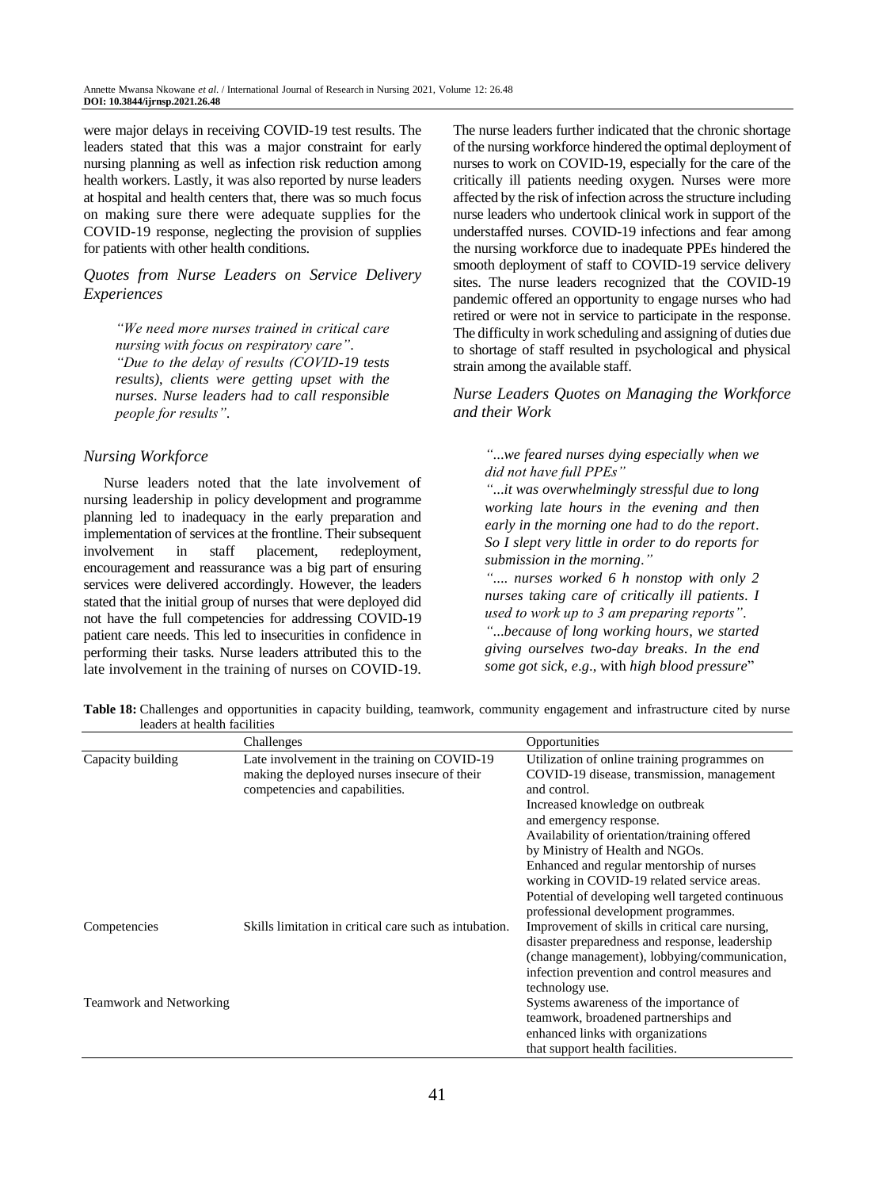were major delays in receiving COVID-19 test results. The leaders stated that this was a major constraint for early nursing planning as well as infection risk reduction among health workers. Lastly, it was also reported by nurse leaders at hospital and health centers that, there was so much focus on making sure there were adequate supplies for the COVID-19 response, neglecting the provision of supplies for patients with other health conditions.

### *Quotes from Nurse Leaders on Service Delivery Experiences*

> *"We need more nurses trained in critical care nursing with focus on respiratory care".*
> *"Due to the delay of results (COVID-19 tests results), clients were getting upset with the nurses. Nurse leaders had to call responsible people for results".*

### *Nursing Workforce*

Nurse leaders noted that the late involvement of nursing leadership in policy development and programme planning led to inadequacy in the early preparation and implementation of services at the frontline. Their subsequent involvement in staff placement, redeployment, encouragement and reassurance was a big part of ensuring services were delivered accordingly. However, the leaders stated that the initial group of nurses that were deployed did not have the full competencies for addressing COVID-19 patient care needs. This led to insecurities in confidence in performing their tasks. Nurse leaders attributed this to the late involvement in the training of nurses on COVID-19. The nurse leaders further indicated that the chronic shortage of the nursing workforce hindered the optimal deployment of nurses to work on COVID-19, especially for the care of the critically ill patients needing oxygen. Nurses were more affected by the risk of infection across the structure including nurse leaders who undertook clinical work in support of the understaffed nurses. COVID-19 infections and fear among the nursing workforce due to inadequate PPEs hindered the smooth deployment of staff to COVID-19 service delivery sites. The nurse leaders recognized that the COVID-19 pandemic offered an opportunity to engage nurses who had retired or were not in service to participate in the response. The difficulty in work scheduling and assigning of duties due to shortage of staff resulted in psychological and physical strain among the available staff.

### *Nurse Leaders Quotes on Managing the Workforce and their Work*

> *"...we feared nurses dying especially when we did not have full PPEs"*
> *"...it was overwhelmingly stressful due to long working late hours in the evening and then early in the morning one had to do the report. So I slept very little in order to do reports for submission in the morning."*
> *".... nurses worked 6 h nonstop with only 2 nurses taking care of critically ill patients. I used to work up to 3 am preparing reports".*
> *"...because of long working hours, we started giving ourselves two-day breaks. In the end some got sick, e.g.,* with *high blood pressure*"

**Table 18:** Challenges and opportunities in capacity building, teamwork, community engagement and infrastructure cited by nurse leaders at health facilities

| | Challenges | Opportunities |
|---|---|---|
| Capacity building | Late involvement in the training on COVID-19 making the deployed nurses insecure of their competencies and capabilities. | Utilization of online training programmes on COVID-19 disease, transmission, management and control. Increased knowledge on outbreak and emergency response. Availability of orientation/training offered by Ministry of Health and NGOs. Enhanced and regular mentorship of nurses working in COVID-19 related service areas. Potential of developing well targeted continuous professional development programmes. |
| Competencies | Skills limitation in critical care such as intubation. | Improvement of skills in critical care nursing, disaster preparedness and response, leadership (change management), lobbying/communication, infection prevention and control measures and technology use. |
| Teamwork and Networking | | Systems awareness of the importance of teamwork, broadened partnerships and enhanced links with organizations that support health facilities. |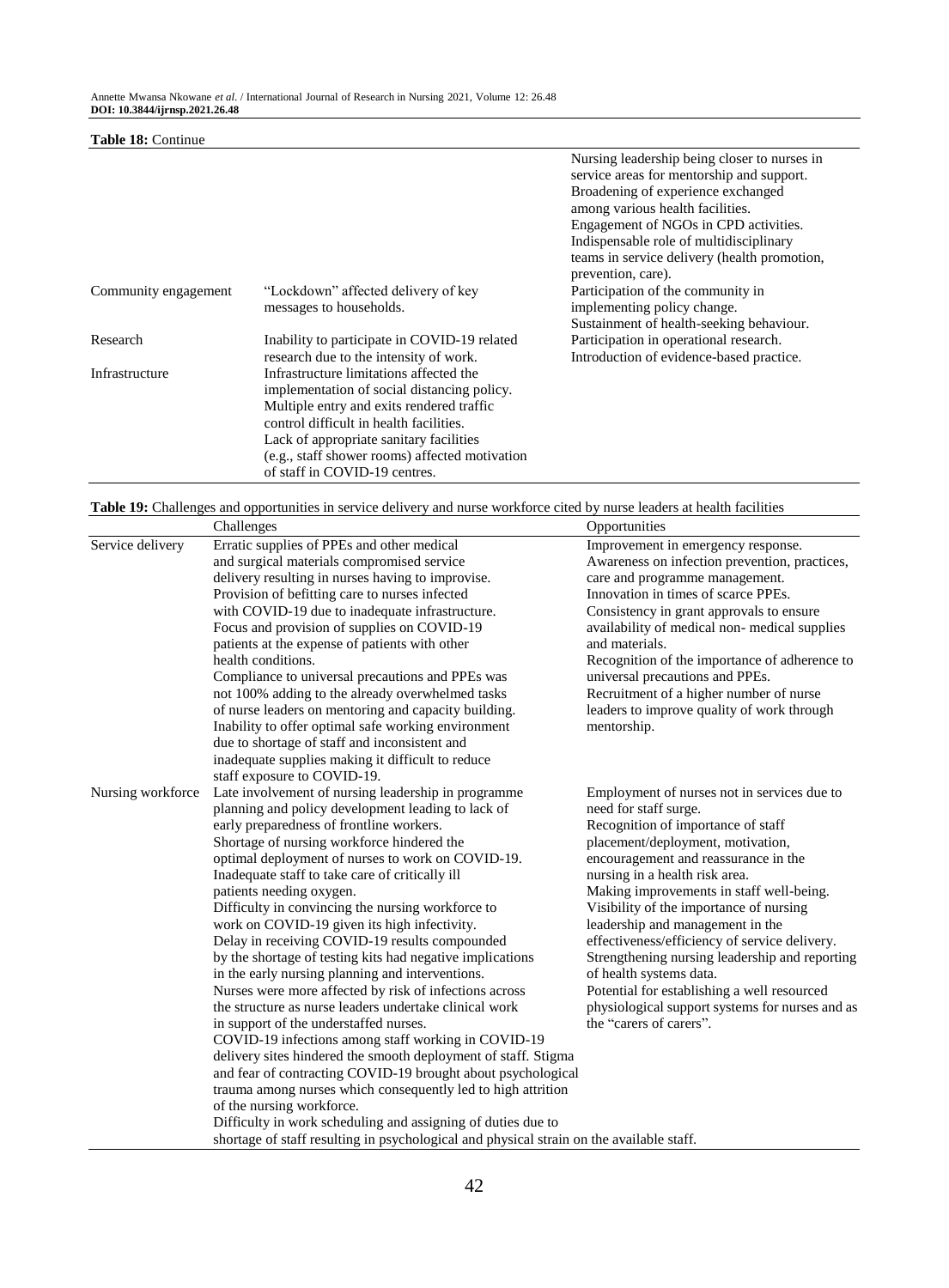**Table 18:** Continue

| | | |
|---|---|---|
| | | Nursing leadership being closer to nurses in service areas for mentorship and support. Broadening of experience exchanged among various health facilities. Engagement of NGOs in CPD activities. Indispensable role of multidisciplinary teams in service delivery (health promotion, prevention, care). |
| Community engagement | "Lockdown" affected delivery of key messages to households. | Participation of the community in implementing policy change. Sustainment of health-seeking behaviour. |
| Research | Inability to participate in COVID-19 related research due to the intensity of work. | Participation in operational research. Introduction of evidence-based practice. |
| Infrastructure | Infrastructure limitations affected the implementation of social distancing policy. Multiple entry and exits rendered traffic control difficult in health facilities. Lack of appropriate sanitary facilities (e.g., staff shower rooms) affected motivation of staff in COVID-19 centres. | |

**Table 19:** Challenges and opportunities in service delivery and nurse workforce cited by nurse leaders at health facilities

| | Challenges | Opportunities |
|---|---|---|
| Service delivery | Erratic supplies of PPEs and other medical and surgical materials compromised service delivery resulting in nurses having to improvise. Provision of befitting care to nurses infected with COVID-19 due to inadequate infrastructure. Focus and provision of supplies on COVID-19 patients at the expense of patients with other health conditions. Compliance to universal precautions and PPEs was not 100% adding to the already overwhelmed tasks of nurse leaders on mentoring and capacity building. Inability to offer optimal safe working environment due to shortage of staff and inconsistent and inadequate supplies making it difficult to reduce staff exposure to COVID-19. | Improvement in emergency response. Awareness on infection prevention, practices, care and programme management. Innovation in times of scarce PPEs. Consistency in grant approvals to ensure availability of medical non- medical supplies and materials. Recognition of the importance of adherence to universal precautions and PPEs. Recruitment of a higher number of nurse leaders to improve quality of work through mentorship. |
| Nursing workforce | Late involvement of nursing leadership in programme planning and policy development leading to lack of early preparedness of frontline workers. Shortage of nursing workforce hindered the optimal deployment of nurses to work on COVID-19. Inadequate staff to take care of critically ill patients needing oxygen. Difficulty in convincing the nursing workforce to work on COVID-19 given its high infectivity. Delay in receiving COVID-19 results compounded by the shortage of testing kits had negative implications in the early nursing planning and interventions. Nurses were more affected by risk of infections across the structure as nurse leaders undertake clinical work in support of the understaffed nurses. COVID-19 infections among staff working in COVID-19 delivery sites hindered the smooth deployment of staff. Stigma and fear of contracting COVID-19 brought about psychological trauma among nurses which consequently led to high attrition of the nursing workforce. Difficulty in work scheduling and assigning of duties due to shortage of staff resulting in psychological and physical strain on the available staff. | Employment of nurses not in services due to need for staff surge. Recognition of importance of staff placement/deployment, motivation, encouragement and reassurance in the nursing in a health risk area. Making improvements in staff well-being. Visibility of the importance of nursing leadership and management in the effectiveness/efficiency of service delivery. Strengthening nursing leadership and reporting of health systems data. Potential for establishing a well resourced physiological support systems for nurses and as the "carers of carers". |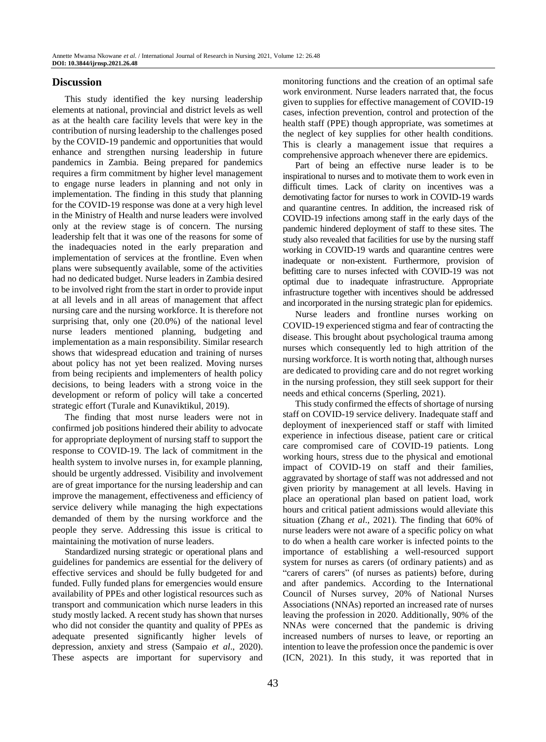## Discussion

This study identified the key nursing leadership elements at national, provincial and district levels as well as at the health care facility levels that were key in the contribution of nursing leadership to the challenges posed by the COVID-19 pandemic and opportunities that would enhance and strengthen nursing leadership in future pandemics in Zambia. Being prepared for pandemics requires a firm commitment by higher level management to engage nurse leaders in planning and not only in implementation. The finding in this study that planning for the COVID-19 response was done at a very high level in the Ministry of Health and nurse leaders were involved only at the review stage is of concern. The nursing leadership felt that it was one of the reasons for some of the inadequacies noted in the early preparation and implementation of services at the frontline. Even when plans were subsequently available, some of the activities had no dedicated budget. Nurse leaders in Zambia desired to be involved right from the start in order to provide input at all levels and in all areas of management that affect nursing care and the nursing workforce. It is therefore not surprising that, only one (20.0%) of the national level nurse leaders mentioned planning, budgeting and implementation as a main responsibility. Similar research shows that widespread education and training of nurses about policy has not yet been realized. Moving nurses from being recipients and implementers of health policy decisions, to being leaders with a strong voice in the development or reform of policy will take a concerted strategic effort (Turale and Kunaviktikul, 2019).

The finding that most nurse leaders were not in confirmed job positions hindered their ability to advocate for appropriate deployment of nursing staff to support the response to COVID-19. The lack of commitment in the health system to involve nurses in, for example planning, should be urgently addressed. Visibility and involvement are of great importance for the nursing leadership and can improve the management, effectiveness and efficiency of service delivery while managing the high expectations demanded of them by the nursing workforce and the people they serve. Addressing this issue is critical to maintaining the motivation of nurse leaders.

Standardized nursing strategic or operational plans and guidelines for pandemics are essential for the delivery of effective services and should be fully budgeted for and funded. Fully funded plans for emergencies would ensure availability of PPEs and other logistical resources such as transport and communication which nurse leaders in this study mostly lacked. A recent study has shown that nurses who did not consider the quantity and quality of PPEs as adequate presented significantly higher levels of depression, anxiety and stress (Sampaio *et al*., 2020). These aspects are important for supervisory and monitoring functions and the creation of an optimal safe work environment. Nurse leaders narrated that, the focus given to supplies for effective management of COVID-19 cases, infection prevention, control and protection of the health staff (PPE) though appropriate, was sometimes at the neglect of key supplies for other health conditions. This is clearly a management issue that requires a comprehensive approach whenever there are epidemics.

Part of being an effective nurse leader is to be inspirational to nurses and to motivate them to work even in difficult times. Lack of clarity on incentives was a demotivating factor for nurses to work in COVID-19 wards and quarantine centres. In addition, the increased risk of COVID-19 infections among staff in the early days of the pandemic hindered deployment of staff to these sites. The study also revealed that facilities for use by the nursing staff working in COVID-19 wards and quarantine centres were inadequate or non-existent. Furthermore, provision of befitting care to nurses infected with COVID-19 was not optimal due to inadequate infrastructure. Appropriate infrastructure together with incentives should be addressed and incorporated in the nursing strategic plan for epidemics.

Nurse leaders and frontline nurses working on COVID-19 experienced stigma and fear of contracting the disease. This brought about psychological trauma among nurses which consequently led to high attrition of the nursing workforce. It is worth noting that, although nurses are dedicated to providing care and do not regret working in the nursing profession, they still seek support for their needs and ethical concerns (Sperling, 2021).

This study confirmed the effects of shortage of nursing staff on COVID-19 service delivery. Inadequate staff and deployment of inexperienced staff or staff with limited experience in infectious disease, patient care or critical care compromised care of COVID-19 patients. Long working hours, stress due to the physical and emotional impact of COVID-19 on staff and their families, aggravated by shortage of staff was not addressed and not given priority by management at all levels. Having in place an operational plan based on patient load, work hours and critical patient admissions would alleviate this situation (Zhang *et al*., 2021). The finding that 60% of nurse leaders were not aware of a specific policy on what to do when a health care worker is infected points to the importance of establishing a well-resourced support system for nurses as carers (of ordinary patients) and as "carers of carers" (of nurses as patients) before, during and after pandemics. According to the International Council of Nurses survey, 20% of National Nurses Associations (NNAs) reported an increased rate of nurses leaving the profession in 2020. Additionally, 90% of the NNAs were concerned that the pandemic is driving increased numbers of nurses to leave, or reporting an intention to leave the profession once the pandemic is over (ICN, 2021). In this study, it was reported that in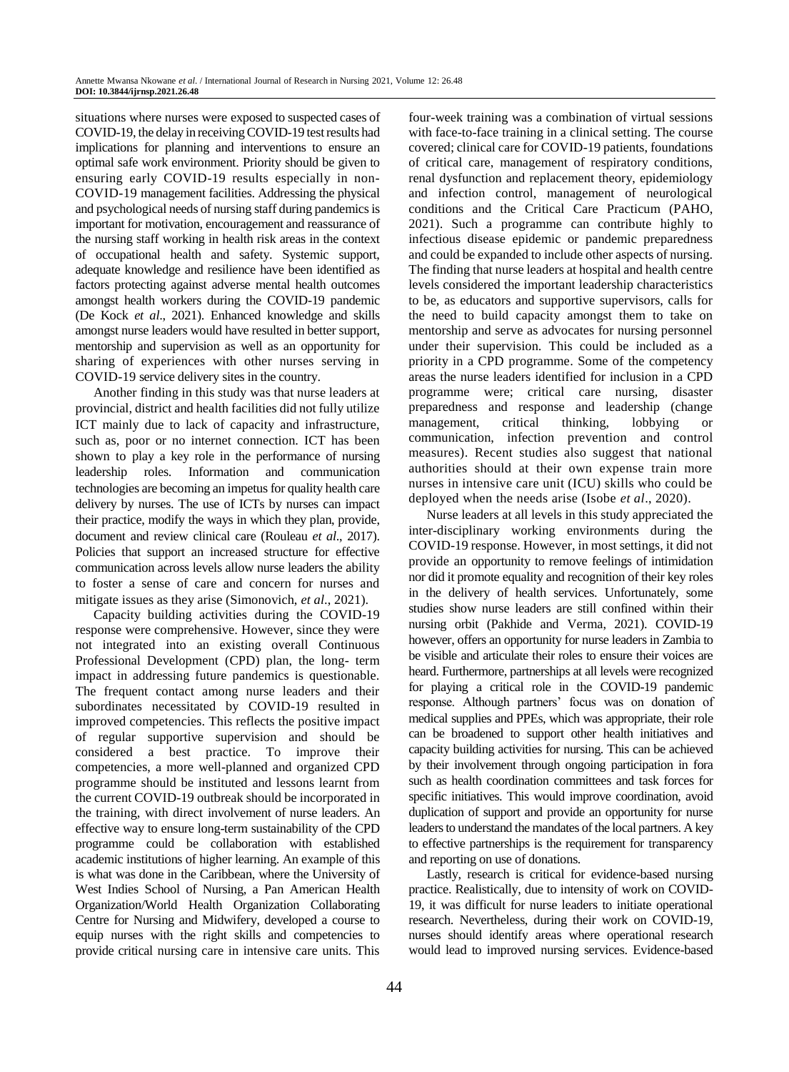situations where nurses were exposed to suspected cases of COVID-19, the delay in receiving COVID-19 test results had implications for planning and interventions to ensure an optimal safe work environment. Priority should be given to ensuring early COVID-19 results especially in non-COVID-19 management facilities. Addressing the physical and psychological needs of nursing staff during pandemics is important for motivation, encouragement and reassurance of the nursing staff working in health risk areas in the context of occupational health and safety. Systemic support, adequate knowledge and resilience have been identified as factors protecting against adverse mental health outcomes amongst health workers during the COVID-19 pandemic (De Kock *et al*., 2021). Enhanced knowledge and skills amongst nurse leaders would have resulted in better support, mentorship and supervision as well as an opportunity for sharing of experiences with other nurses serving in COVID-19 service delivery sites in the country.

Another finding in this study was that nurse leaders at provincial, district and health facilities did not fully utilize ICT mainly due to lack of capacity and infrastructure, such as, poor or no internet connection. ICT has been shown to play a key role in the performance of nursing leadership roles. Information and communication technologies are becoming an impetus for quality health care delivery by nurses. The use of ICTs by nurses can impact their practice, modify the ways in which they plan, provide, document and review clinical care (Rouleau *et al*., 2017). Policies that support an increased structure for effective communication across levels allow nurse leaders the ability to foster a sense of care and concern for nurses and mitigate issues as they arise (Simonovich, *et al*., 2021).

Capacity building activities during the COVID-19 response were comprehensive. However, since they were not integrated into an existing overall Continuous Professional Development (CPD) plan, the long- term impact in addressing future pandemics is questionable. The frequent contact among nurse leaders and their subordinates necessitated by COVID-19 resulted in improved competencies. This reflects the positive impact of regular supportive supervision and should be considered a best practice. To improve their competencies, a more well-planned and organized CPD programme should be instituted and lessons learnt from the current COVID-19 outbreak should be incorporated in the training, with direct involvement of nurse leaders. An effective way to ensure long-term sustainability of the CPD programme could be collaboration with established academic institutions of higher learning. An example of this is what was done in the Caribbean, where the University of West Indies School of Nursing, a Pan American Health Organization/World Health Organization Collaborating Centre for Nursing and Midwifery, developed a course to equip nurses with the right skills and competencies to provide critical nursing care in intensive care units. This four-week training was a combination of virtual sessions with face-to-face training in a clinical setting. The course covered; clinical care for COVID-19 patients, foundations of critical care, management of respiratory conditions, renal dysfunction and replacement theory, epidemiology and infection control, management of neurological conditions and the Critical Care Practicum (PAHO, 2021). Such a programme can contribute highly to infectious disease epidemic or pandemic preparedness and could be expanded to include other aspects of nursing. The finding that nurse leaders at hospital and health centre levels considered the important leadership characteristics to be, as educators and supportive supervisors, calls for the need to build capacity amongst them to take on mentorship and serve as advocates for nursing personnel under their supervision. This could be included as a priority in a CPD programme. Some of the competency areas the nurse leaders identified for inclusion in a CPD programme were; critical care nursing, disaster preparedness and response and leadership (change management, critical thinking, lobbying or communication, infection prevention and control measures). Recent studies also suggest that national authorities should at their own expense train more nurses in intensive care unit (ICU) skills who could be deployed when the needs arise (Isobe *et al*., 2020).

Nurse leaders at all levels in this study appreciated the inter-disciplinary working environments during the COVID-19 response. However, in most settings, it did not provide an opportunity to remove feelings of intimidation nor did it promote equality and recognition of their key roles in the delivery of health services. Unfortunately, some studies show nurse leaders are still confined within their nursing orbit (Pakhide and Verma, 2021). COVID-19 however, offers an opportunity for nurse leaders in Zambia to be visible and articulate their roles to ensure their voices are heard. Furthermore, partnerships at all levels were recognized for playing a critical role in the COVID-19 pandemic response. Although partners' focus was on donation of medical supplies and PPEs, which was appropriate, their role can be broadened to support other health initiatives and capacity building activities for nursing. This can be achieved by their involvement through ongoing participation in fora such as health coordination committees and task forces for specific initiatives. This would improve coordination, avoid duplication of support and provide an opportunity for nurse leaders to understand the mandates of the local partners. A key to effective partnerships is the requirement for transparency and reporting on use of donations.

Lastly, research is critical for evidence-based nursing practice. Realistically, due to intensity of work on COVID-19, it was difficult for nurse leaders to initiate operational research. Nevertheless, during their work on COVID-19, nurses should identify areas where operational research would lead to improved nursing services. Evidence-based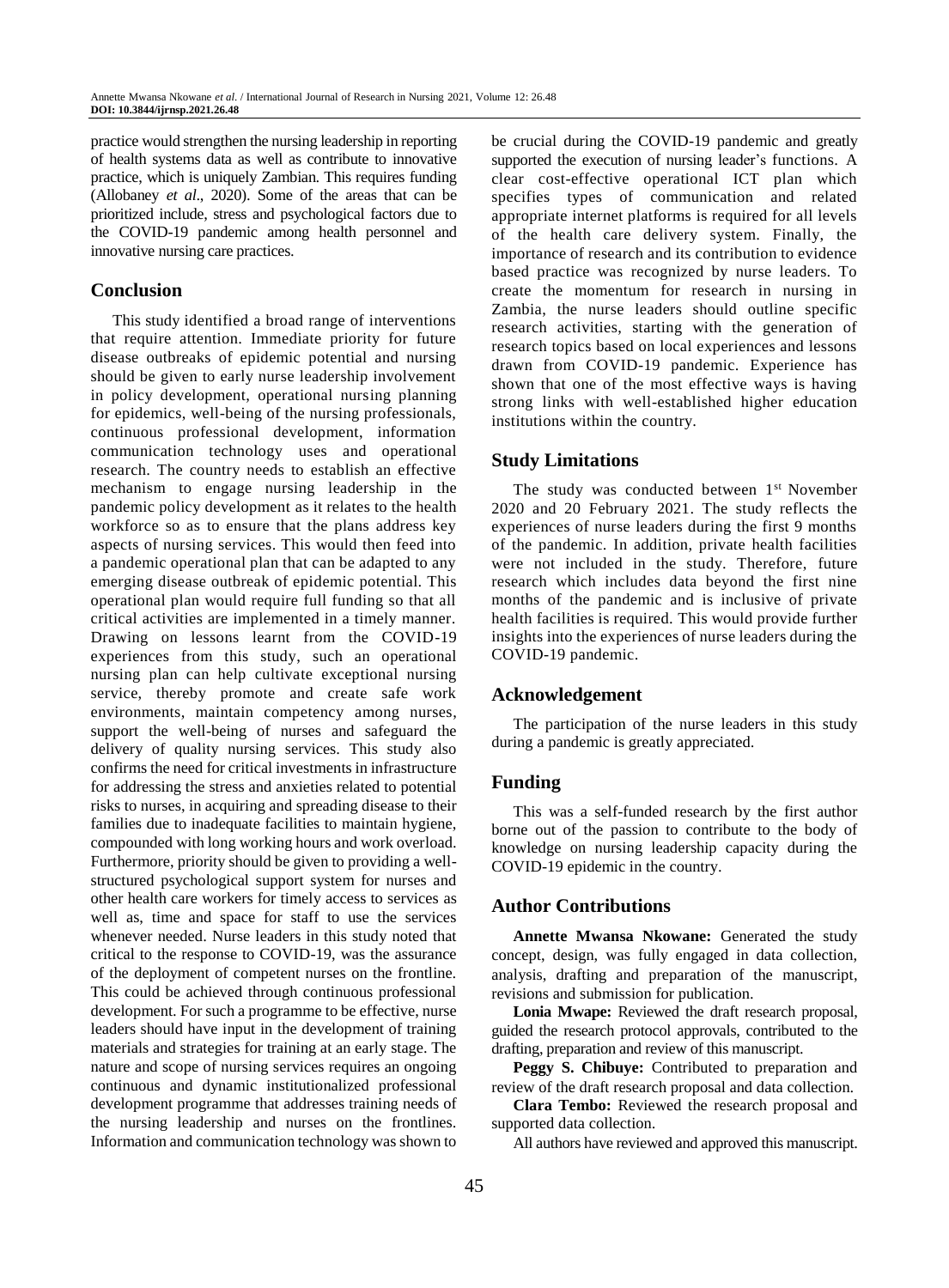practice would strengthen the nursing leadership in reporting of health systems data as well as contribute to innovative practice, which is uniquely Zambian. This requires funding (Allobaney *et al*., 2020). Some of the areas that can be prioritized include, stress and psychological factors due to the COVID-19 pandemic among health personnel and innovative nursing care practices.

## Conclusion

This study identified a broad range of interventions that require attention. Immediate priority for future disease outbreaks of epidemic potential and nursing should be given to early nurse leadership involvement in policy development, operational nursing planning for epidemics, well-being of the nursing professionals, continuous professional development, information communication technology uses and operational research. The country needs to establish an effective mechanism to engage nursing leadership in the pandemic policy development as it relates to the health workforce so as to ensure that the plans address key aspects of nursing services. This would then feed into a pandemic operational plan that can be adapted to any emerging disease outbreak of epidemic potential. This operational plan would require full funding so that all critical activities are implemented in a timely manner. Drawing on lessons learnt from the COVID-19 experiences from this study, such an operational nursing plan can help cultivate exceptional nursing service, thereby promote and create safe work environments, maintain competency among nurses, support the well-being of nurses and safeguard the delivery of quality nursing services. This study also confirms the need for critical investments in infrastructure for addressing the stress and anxieties related to potential risks to nurses, in acquiring and spreading disease to their families due to inadequate facilities to maintain hygiene, compounded with long working hours and work overload. Furthermore, priority should be given to providing a well-structured psychological support system for nurses and other health care workers for timely access to services as well as, time and space for staff to use the services whenever needed. Nurse leaders in this study noted that critical to the response to COVID-19, was the assurance of the deployment of competent nurses on the frontline. This could be achieved through continuous professional development. For such a programme to be effective, nurse leaders should have input in the development of training materials and strategies for training at an early stage. The nature and scope of nursing services requires an ongoing continuous and dynamic institutionalized professional development programme that addresses training needs of the nursing leadership and nurses on the frontlines. Information and communication technology was shown to be crucial during the COVID-19 pandemic and greatly supported the execution of nursing leader's functions. A clear cost-effective operational ICT plan which specifies types of communication and related appropriate internet platforms is required for all levels of the health care delivery system. Finally, the importance of research and its contribution to evidence based practice was recognized by nurse leaders. To create the momentum for research in nursing in Zambia, the nurse leaders should outline specific research activities, starting with the generation of research topics based on local experiences and lessons drawn from COVID-19 pandemic. Experience has shown that one of the most effective ways is having strong links with well-established higher education institutions within the country.

## Study Limitations

The study was conducted between 1st November 2020 and 20 February 2021. The study reflects the experiences of nurse leaders during the first 9 months of the pandemic. In addition, private health facilities were not included in the study. Therefore, future research which includes data beyond the first nine months of the pandemic and is inclusive of private health facilities is required. This would provide further insights into the experiences of nurse leaders during the COVID-19 pandemic.

## Acknowledgement

The participation of the nurse leaders in this study during a pandemic is greatly appreciated.

## Funding

This was a self-funded research by the first author borne out of the passion to contribute to the body of knowledge on nursing leadership capacity during the COVID-19 epidemic in the country.

## Author Contributions

**Annette Mwansa Nkowane:** Generated the study concept, design, was fully engaged in data collection, analysis, drafting and preparation of the manuscript, revisions and submission for publication.

**Lonia Mwape:** Reviewed the draft research proposal, guided the research protocol approvals, contributed to the drafting, preparation and review of this manuscript.

**Peggy S. Chibuye:** Contributed to preparation and review of the draft research proposal and data collection.

**Clara Tembo:** Reviewed the research proposal and supported data collection.

All authors have reviewed and approved this manuscript.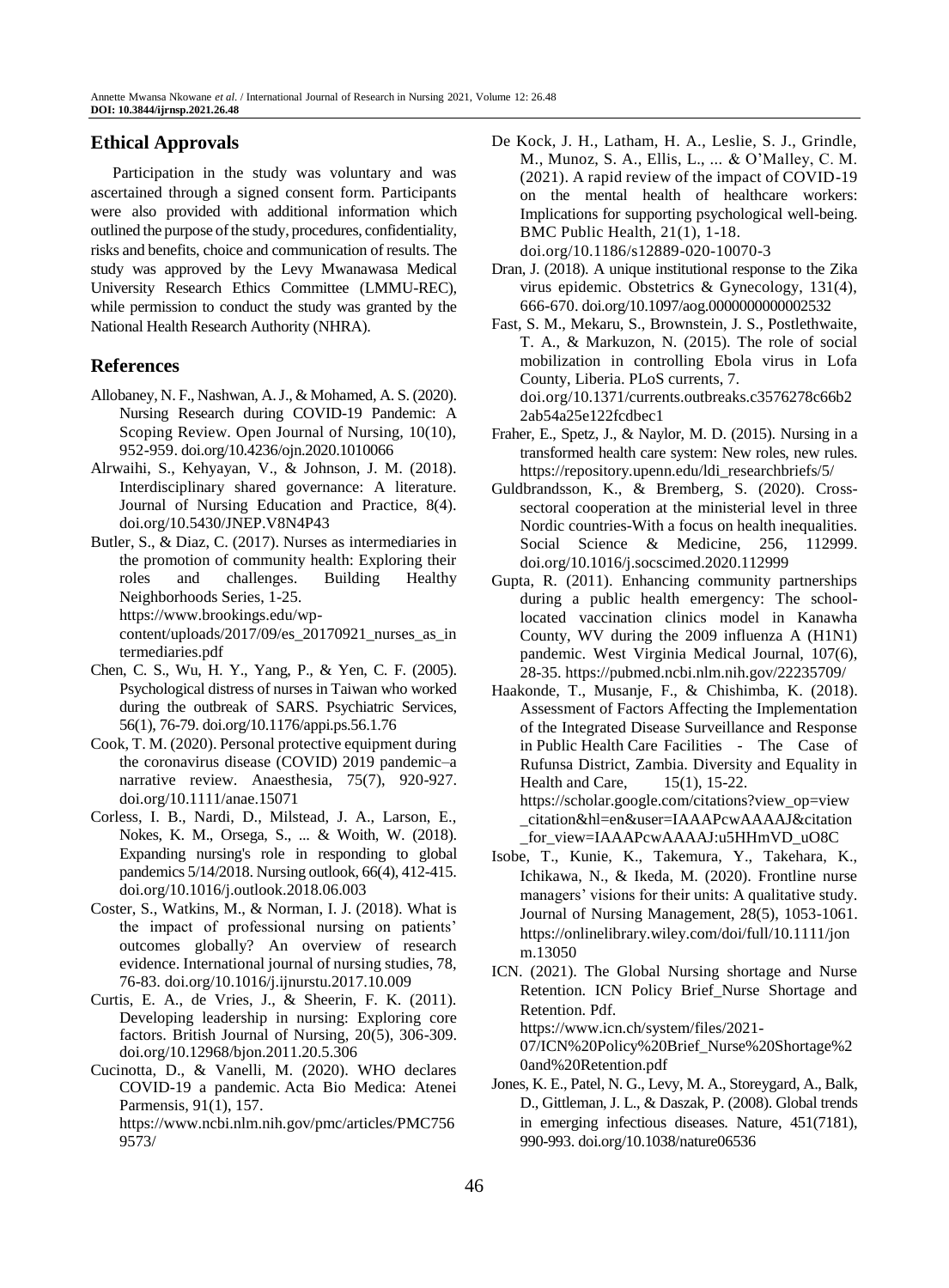## Ethical Approvals

Participation in the study was voluntary and was ascertained through a signed consent form. Participants were also provided with additional information which outlined the purpose of the study, procedures, confidentiality, risks and benefits, choice and communication of results. The study was approved by the Levy Mwanawasa Medical University Research Ethics Committee (LMMU-REC), while permission to conduct the study was granted by the National Health Research Authority (NHRA).

## References

Allobaney, N. F., Nashwan, A. J., & Mohamed, A. S. (2020). Nursing Research during COVID-19 Pandemic: A Scoping Review. Open Journal of Nursing, 10(10), 952-959. doi.org/10.4236/ojn.2020.1010066

Alrwaihi, S., Kehyayan, V., & Johnson, J. M. (2018). Interdisciplinary shared governance: A literature. Journal of Nursing Education and Practice, 8(4). doi.org/10.5430/JNEP.V8N4P43

Butler, S., & Diaz, C. (2017). Nurses as intermediaries in the promotion of community health: Exploring their roles and challenges. Building Healthy Neighborhoods Series, 1-25. https://www.brookings.edu/wp-content/uploads/2017/09/es_20170921_nurses_as_intermediaries.pdf

Chen, C. S., Wu, H. Y., Yang, P., & Yen, C. F. (2005). Psychological distress of nurses in Taiwan who worked during the outbreak of SARS. Psychiatric Services, 56(1), 76-79. doi.org/10.1176/appi.ps.56.1.76

Cook, T. M. (2020). Personal protective equipment during the coronavirus disease (COVID) 2019 pandemic–a narrative review. Anaesthesia, 75(7), 920-927. doi.org/10.1111/anae.15071

Corless, I. B., Nardi, D., Milstead, J. A., Larson, E., Nokes, K. M., Orsega, S., ... & Woith, W. (2018). Expanding nursing's role in responding to global pandemics 5/14/2018. Nursing outlook, 66(4), 412-415. doi.org/10.1016/j.outlook.2018.06.003

Coster, S., Watkins, M., & Norman, I. J. (2018). What is the impact of professional nursing on patients' outcomes globally? An overview of research evidence. International journal of nursing studies, 78, 76-83. doi.org/10.1016/j.ijnurstu.2017.10.009

Curtis, E. A., de Vries, J., & Sheerin, F. K. (2011). Developing leadership in nursing: Exploring core factors. British Journal of Nursing, 20(5), 306-309. doi.org/10.12968/bjon.2011.20.5.306

Cucinotta, D., & Vanelli, M. (2020). WHO declares COVID-19 a pandemic. Acta Bio Medica: Atenei Parmensis, 91(1), 157. https://www.ncbi.nlm.nih.gov/pmc/articles/PMC7569573/

De Kock, J. H., Latham, H. A., Leslie, S. J., Grindle, M., Munoz, S. A., Ellis, L., ... & O'Malley, C. M. (2021). A rapid review of the impact of COVID-19 on the mental health of healthcare workers: Implications for supporting psychological well-being. BMC Public Health, 21(1), 1-18. doi.org/10.1186/s12889-020-10070-3

Dran, J. (2018). A unique institutional response to the Zika virus epidemic. Obstetrics & Gynecology, 131(4), 666-670. doi.org/10.1097/aog.0000000000002532

Fast, S. M., Mekaru, S., Brownstein, J. S., Postlethwaite, T. A., & Markuzon, N. (2015). The role of social mobilization in controlling Ebola virus in Lofa County, Liberia. PLoS currents, 7. doi.org/10.1371/currents.outbreaks.c3576278c66b22ab54a25e122fcdbec1

Fraher, E., Spetz, J., & Naylor, M. D. (2015). Nursing in a transformed health care system: New roles, new rules. https://repository.upenn.edu/ldi_researchbriefs/5/

Guldbrandsson, K., & Bremberg, S. (2020). Cross-sectoral cooperation at the ministerial level in three Nordic countries-With a focus on health inequalities. Social Science & Medicine, 256, 112999. doi.org/10.1016/j.socscimed.2020.112999

Gupta, R. (2011). Enhancing community partnerships during a public health emergency: The school-located vaccination clinics model in Kanawha County, WV during the 2009 influenza A (H1N1) pandemic. West Virginia Medical Journal, 107(6), 28-35. https://pubmed.ncbi.nlm.nih.gov/22235709/

Haakonde, T., Musanje, F., & Chishimba, K. (2018). Assessment of Factors Affecting the Implementation of the Integrated Disease Surveillance and Response in Public Health Care Facilities - The Case of Rufunsa District, Zambia. Diversity and Equality in Health and Care, 15(1), 15-22. https://scholar.google.com/citations?view_op=view_citation&hl=en&user=IAAAPcwAAAAJ&citation_for_view=IAAAPcwAAAAJ:u5HHmVD_uO8C

Isobe, T., Kunie, K., Takemura, Y., Takehara, K., Ichikawa, N., & Ikeda, M. (2020). Frontline nurse managers' visions for their units: A qualitative study. Journal of Nursing Management, 28(5), 1053-1061. https://onlinelibrary.wiley.com/doi/full/10.1111/jonm.13050

ICN. (2021). The Global Nursing shortage and Nurse Retention. ICN Policy Brief_Nurse Shortage and Retention. Pdf. https://www.icn.ch/system/files/2021-07/ICN%20Policy%20Brief_Nurse%20Shortage%20and%20Retention.pdf

Jones, K. E., Patel, N. G., Levy, M. A., Storeygard, A., Balk, D., Gittleman, J. L., & Daszak, P. (2008). Global trends in emerging infectious diseases. Nature, 451(7181), 990-993. doi.org/10.1038/nature06536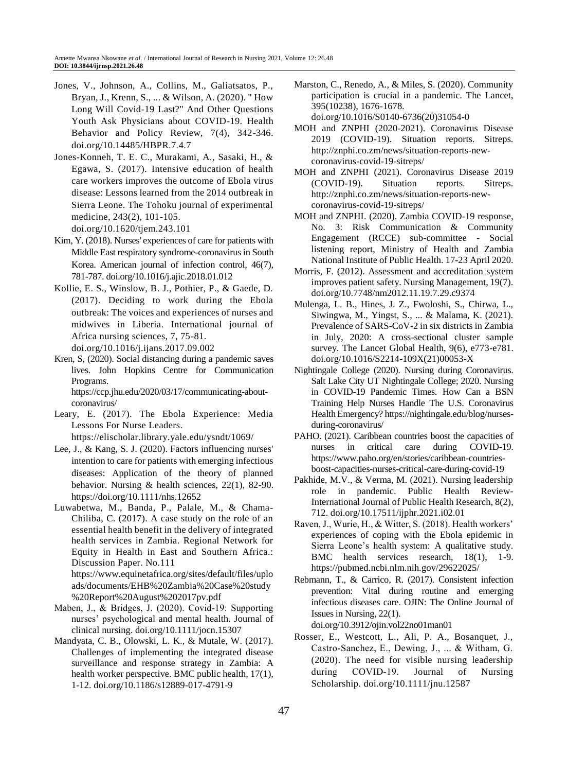Jones, V., Johnson, A., Collins, M., Galiatsatos, P., Bryan, J., Krenn, S., ... & Wilson, A. (2020). " How Long Will Covid-19 Last?" And Other Questions Youth Ask Physicians about COVID-19. Health Behavior and Policy Review, 7(4), 342-346. doi.org/10.14485/HBPR.7.4.7

Jones-Konneh, T. E. C., Murakami, A., Sasaki, H., & Egawa, S. (2017). Intensive education of health care workers improves the outcome of Ebola virus disease: Lessons learned from the 2014 outbreak in Sierra Leone. The Tohoku journal of experimental medicine, 243(2), 101-105. doi.org/10.1620/tjem.243.101

Kim, Y. (2018). Nurses' experiences of care for patients with Middle East respiratory syndrome-coronavirus in South Korea. American journal of infection control, 46(7), 781-787. doi.org/10.1016/j.ajic.2018.01.012

Kollie, E. S., Winslow, B. J., Pothier, P., & Gaede, D. (2017). Deciding to work during the Ebola outbreak: The voices and experiences of nurses and midwives in Liberia. International journal of Africa nursing sciences, 7, 75-81. doi.org/10.1016/j.ijans.2017.09.002

Kren, S, (2020). Social distancing during a pandemic saves lives. John Hopkins Centre for Communication Programs. https://ccp.jhu.edu/2020/03/17/communicating-about-coronavirus/

Leary, E. (2017). The Ebola Experience: Media Lessons For Nurse Leaders. https://elischolar.library.yale.edu/ysndt/1069/

Lee, J., & Kang, S. J. (2020). Factors influencing nurses' intention to care for patients with emerging infectious diseases: Application of the theory of planned behavior. Nursing & health sciences, 22(1), 82-90. https://doi.org/10.1111/nhs.12652

Luwabetwa, M., Banda, P., Palale, M., & Chama-Chiliba, C. (2017). A case study on the role of an essential health benefit in the delivery of integrated health services in Zambia. Regional Network for Equity in Health in East and Southern Africa.: Discussion Paper. No.111 https://www.equinetafrica.org/sites/default/files/uploads/documents/EHB%20Zambia%20Case%20study%20Report%20August%202017pv.pdf

Maben, J., & Bridges, J. (2020). Covid-19: Supporting nurses' psychological and mental health. Journal of clinical nursing. doi.org/10.1111/jocn.15307

Mandyata, C. B., Olowski, L. K., & Mutale, W. (2017). Challenges of implementing the integrated disease surveillance and response strategy in Zambia: A health worker perspective. BMC public health, 17(1), 1-12. doi.org/10.1186/s12889-017-4791-9

Marston, C., Renedo, A., & Miles, S. (2020). Community participation is crucial in a pandemic. The Lancet, 395(10238), 1676-1678. doi.org/10.1016/S0140-6736(20)31054-0

MOH and ZNPHI (2020-2021). Coronavirus Disease 2019 (COVID-19). Situation reports. Sitreps. http://znphi.co.zm/news/situation-reports-new-coronavirus-covid-19-sitreps/

MOH and ZNPHI (2021). Coronavirus Disease 2019 (COVID-19). Situation reports. Sitreps. http://znphi.co.zm/news/situation-reports-new-coronavirus-covid-19-sitreps/

MOH and ZNPHI. (2020). Zambia COVID-19 response, No. 3: Risk Communication & Community Engagement (RCCE) sub-committee - Social listening report, Ministry of Health and Zambia National Institute of Public Health. 17-23 April 2020.

Morris, F. (2012). Assessment and accreditation system improves patient safety. Nursing Management, 19(7). doi.org/10.7748/nm2012.11.19.7.29.c9374

Mulenga, L. B., Hines, J. Z., Fwoloshi, S., Chirwa, L., Siwingwa, M., Yingst, S., ... & Malama, K. (2021). Prevalence of SARS-CoV-2 in six districts in Zambia in July, 2020: A cross-sectional cluster sample survey. The Lancet Global Health, 9(6), e773-e781. doi.org/10.1016/S2214-109X(21)00053-X

Nightingale College (2020). Nursing during Coronavirus. Salt Lake City UT Nightingale College; 2020. Nursing in COVID-19 Pandemic Times. How Can a BSN Training Help Nurses Handle The U.S. Coronavirus Health Emergency? https://nightingale.edu/blog/nurses-during-coronavirus/

PAHO. (2021). Caribbean countries boost the capacities of nurses in critical care during COVID-19. https://www.paho.org/en/stories/caribbean-countries-boost-capacities-nurses-critical-care-during-covid-19

Pakhide, M.V., & Verma, M. (2021). Nursing leadership role in pandemic. Public Health Review-International Journal of Public Health Research, 8(2), 712. doi.org/10.17511/ijphr.2021.i02.01

Raven, J., Wurie, H., & Witter, S. (2018). Health workers' experiences of coping with the Ebola epidemic in Sierra Leone's health system: A qualitative study. BMC health services research, 18(1), 1-9. https://pubmed.ncbi.nlm.nih.gov/29622025/

Rebmann, T., & Carrico, R. (2017). Consistent infection prevention: Vital during routine and emerging infectious diseases care. OJIN: The Online Journal of Issues in Nursing, 22(1). doi.org/10.3912/ojin.vol22no01man01

Rosser, E., Westcott, L., Ali, P. A., Bosanquet, J., Castro-Sanchez, E., Dewing, J., ... & Witham, G. (2020). The need for visible nursing leadership during COVID-19. Journal of Nursing Scholarship. doi.org/10.1111/jnu.12587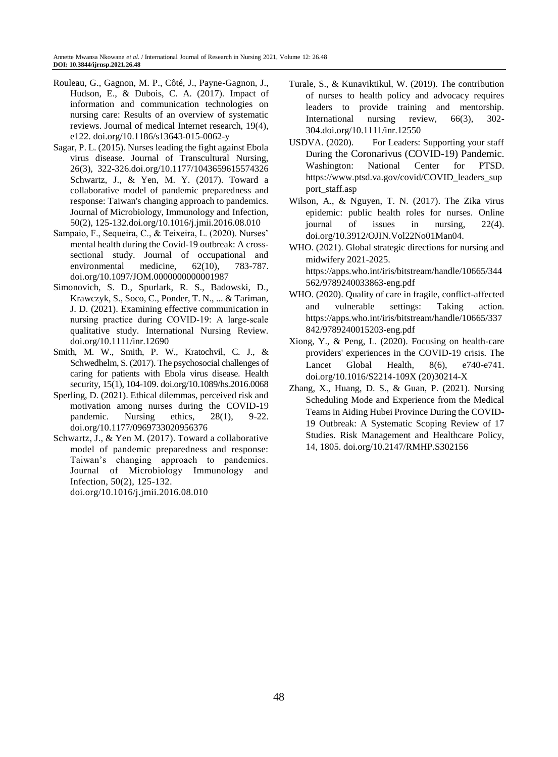Rouleau, G., Gagnon, M. P., Côté, J., Payne-Gagnon, J., Hudson, E., & Dubois, C. A. (2017). Impact of information and communication technologies on nursing care: Results of an overview of systematic reviews. Journal of medical Internet research, 19(4), e122. doi.org/10.1186/s13643-015-0062-y

Sagar, P. L. (2015). Nurses leading the fight against Ebola virus disease. Journal of Transcultural Nursing, 26(3), 322-326.doi.org/10.1177/1043659615574326 Schwartz, J., & Yen, M. Y. (2017). Toward a collaborative model of pandemic preparedness and response: Taiwan's changing approach to pandemics. Journal of Microbiology, Immunology and Infection, 50(2), 125-132.doi.org/10.1016/j.jmii.2016.08.010

Sampaio, F., Sequeira, C., & Teixeira, L. (2020). Nurses' mental health during the Covid-19 outbreak: A cross-sectional study. Journal of occupational and environmental medicine, 62(10), 783-787. doi.org/10.1097/JOM.0000000000001987

Simonovich, S. D., Spurlark, R. S., Badowski, D., Krawczyk, S., Soco, C., Ponder, T. N., ... & Tariman, J. D. (2021). Examining effective communication in nursing practice during COVID-19: A large-scale qualitative study. International Nursing Review. doi.org/10.1111/inr.12690

Smith, M. W., Smith, P. W., Kratochvil, C. J., & Schwedhelm, S. (2017). The psychosocial challenges of caring for patients with Ebola virus disease. Health security, 15(1), 104-109. doi.org/10.1089/hs.2016.0068

Sperling, D. (2021). Ethical dilemmas, perceived risk and motivation among nurses during the COVID-19 pandemic. Nursing ethics, 28(1), 9-22. doi.org/10.1177/0969733020956376

Schwartz, J., & Yen M. (2017). Toward a collaborative model of pandemic preparedness and response: Taiwan's changing approach to pandemics. Journal of Microbiology Immunology and Infection, 50(2), 125-132. doi.org/10.1016/j.jmii.2016.08.010

Turale, S., & Kunaviktikul, W. (2019). The contribution of nurses to health policy and advocacy requires leaders to provide training and mentorship. International nursing review, 66(3), 302-304.doi.org/10.1111/inr.12550

USDVA. (2020). For Leaders: Supporting your staff During the Coronarivus (COVID-19) Pandemic. Washington: National Center for PTSD. https://www.ptsd.va.gov/covid/COVID_leaders_support_staff.asp

Wilson, A., & Nguyen, T. N. (2017). The Zika virus epidemic: public health roles for nurses. Online journal of issues in nursing, 22(4). doi.org/10.3912/OJIN.Vol22No01Man04.

WHO. (2021). Global strategic directions for nursing and midwifery 2021-2025. https://apps.who.int/iris/bitstream/handle/10665/344562/9789240033863-eng.pdf

WHO. (2020). Quality of care in fragile, conflict-affected and vulnerable settings: Taking action. https://apps.who.int/iris/bitstream/handle/10665/337842/9789240015203-eng.pdf

Xiong, Y., & Peng, L. (2020). Focusing on health-care providers' experiences in the COVID-19 crisis. The Lancet Global Health, 8(6), e740-e741. doi.org/10.1016/S2214-109X (20)30214-X

Zhang, X., Huang, D. S., & Guan, P. (2021). Nursing Scheduling Mode and Experience from the Medical Teams in Aiding Hubei Province During the COVID-19 Outbreak: A Systematic Scoping Review of 17 Studies. Risk Management and Healthcare Policy, 14, 1805. doi.org/10.2147/RMHP.S302156